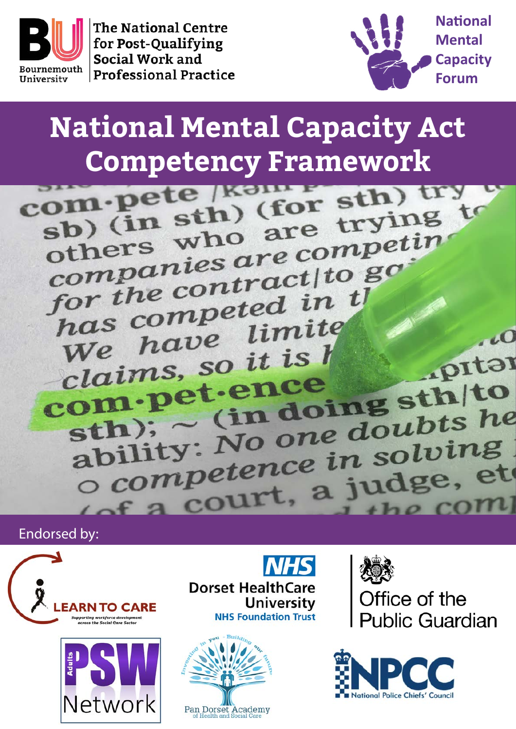Bournemouth University

The National Centre for Post-Qualifying Social Work and Professional Practice

National Mental Capacity Forum

# National Mental Capacity Act Competency Framework

Endorsed by:

LEARN TO CARE – Supporting workforce development across the Social Care Sector

NHS Dorset HealthCare University NHS Foundation Trust

Office of the Public Guardian

PSW Adults Network

Pan Dorset Academy of Health and Social Care

NPCC National Police Chiefs' Council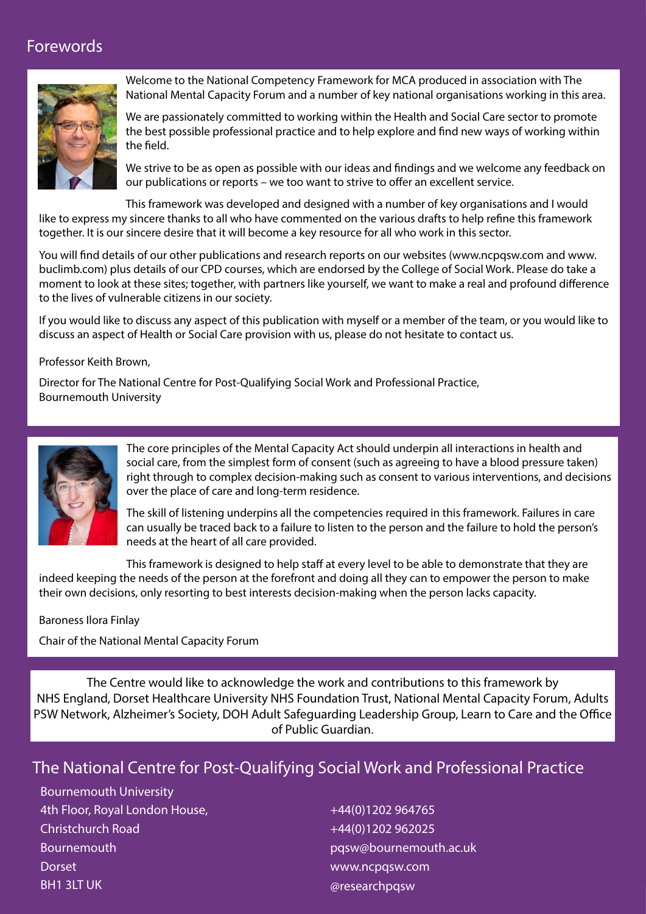# Forewords

Welcome to the National Competency Framework for MCA produced in association with The National Mental Capacity Forum and a number of key national organisations working in this area.

We are passionately committed to working within the Health and Social Care sector to promote the best possible professional practice and to help explore and find new ways of working within the field.

We strive to be as open as possible with our ideas and findings and we welcome any feedback on our publications or reports – we too want to strive to offer an excellent service.

This framework was developed and designed with a number of key organisations and I would like to express my sincere thanks to all who have commented on the various drafts to help refine this framework together. It is our sincere desire that it will become a key resource for all who work in this sector.

You will find details of our other publications and research reports on our websites (www.ncpqsw.com and www.buclimb.com) plus details of our CPD courses, which are endorsed by the College of Social Work. Please do take a moment to look at these sites; together, with partners like yourself, we want to make a real and profound difference to the lives of vulnerable citizens in our society.

If you would like to discuss any aspect of this publication with myself or a member of the team, or you would like to discuss an aspect of Health or Social Care provision with us, please do not hesitate to contact us.

Professor Keith Brown,

Director for The National Centre for Post-Qualifying Social Work and Professional Practice, Bournemouth University

The core principles of the Mental Capacity Act should underpin all interactions in health and social care, from the simplest form of consent (such as agreeing to have a blood pressure taken) right through to complex decision-making such as consent to various interventions, and decisions over the place of care and long-term residence.

The skill of listening underpins all the competencies required in this framework. Failures in care can usually be traced back to a failure to listen to the person and the failure to hold the person's needs at the heart of all care provided.

This framework is designed to help staff at every level to be able to demonstrate that they are indeed keeping the needs of the person at the forefront and doing all they can to empower the person to make their own decisions, only resorting to best interests decision-making when the person lacks capacity.

Baroness Ilora Finlay

Chair of the National Mental Capacity Forum

The Centre would like to acknowledge the work and contributions to this framework by NHS England, Dorset Healthcare University NHS Foundation Trust, National Mental Capacity Forum, Adults PSW Network, Alzheimer's Society, DOH Adult Safeguarding Leadership Group, Learn to Care and the Office of Public Guardian.

## The National Centre for Post-Qualifying Social Work and Professional Practice

Bournemouth University
4th Floor, Royal London House,
Christchurch Road
Bournemouth
Dorset
BH1 3LT UK

+44(0)1202 964765
+44(0)1202 962025
pqsw@bournemouth.ac.uk
www.ncpqsw.com
@researchpqsw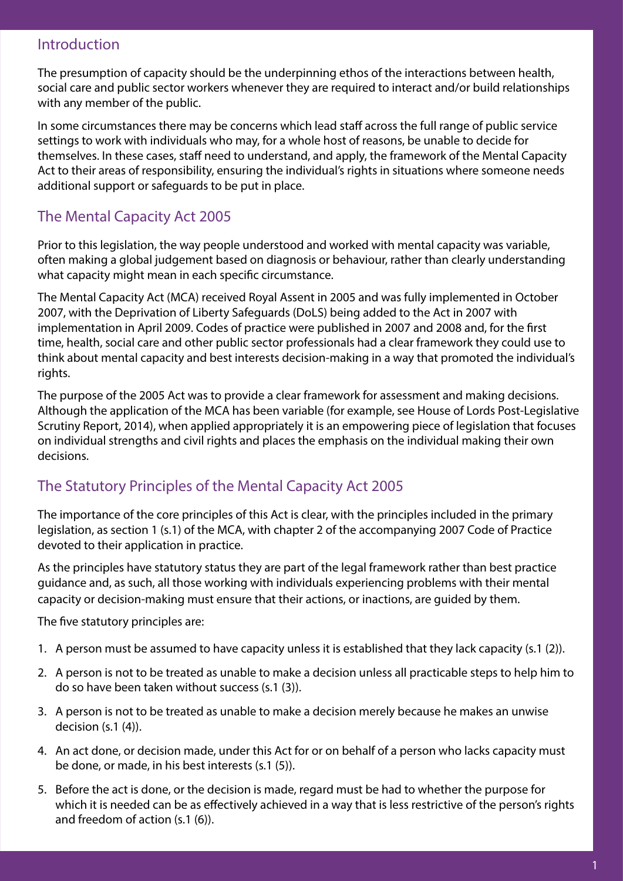## Introduction

The presumption of capacity should be the underpinning ethos of the interactions between health, social care and public sector workers whenever they are required to interact and/or build relationships with any member of the public.

In some circumstances there may be concerns which lead staff across the full range of public service settings to work with individuals who may, for a whole host of reasons, be unable to decide for themselves. In these cases, staff need to understand, and apply, the framework of the Mental Capacity Act to their areas of responsibility, ensuring the individual's rights in situations where someone needs additional support or safeguards to be put in place.

## The Mental Capacity Act 2005

Prior to this legislation, the way people understood and worked with mental capacity was variable, often making a global judgement based on diagnosis or behaviour, rather than clearly understanding what capacity might mean in each specific circumstance.

The Mental Capacity Act (MCA) received Royal Assent in 2005 and was fully implemented in October 2007, with the Deprivation of Liberty Safeguards (DoLS) being added to the Act in 2007 with implementation in April 2009. Codes of practice were published in 2007 and 2008 and, for the first time, health, social care and other public sector professionals had a clear framework they could use to think about mental capacity and best interests decision-making in a way that promoted the individual's rights.

The purpose of the 2005 Act was to provide a clear framework for assessment and making decisions. Although the application of the MCA has been variable (for example, see House of Lords Post-Legislative Scrutiny Report, 2014), when applied appropriately it is an empowering piece of legislation that focuses on individual strengths and civil rights and places the emphasis on the individual making their own decisions.

## The Statutory Principles of the Mental Capacity Act 2005

The importance of the core principles of this Act is clear, with the principles included in the primary legislation, as section 1 (s.1) of the MCA, with chapter 2 of the accompanying 2007 Code of Practice devoted to their application in practice.

As the principles have statutory status they are part of the legal framework rather than best practice guidance and, as such, all those working with individuals experiencing problems with their mental capacity or decision-making must ensure that their actions, or inactions, are guided by them.

The five statutory principles are:

1. A person must be assumed to have capacity unless it is established that they lack capacity (s.1 (2)).
2. A person is not to be treated as unable to make a decision unless all practicable steps to help him to do so have been taken without success (s.1 (3)).
3. A person is not to be treated as unable to make a decision merely because he makes an unwise decision (s.1 (4)).
4. An act done, or decision made, under this Act for or on behalf of a person who lacks capacity must be done, or made, in his best interests (s.1 (5)).
5. Before the act is done, or the decision is made, regard must be had to whether the purpose for which it is needed can be as effectively achieved in a way that is less restrictive of the person's rights and freedom of action (s.1 (6)).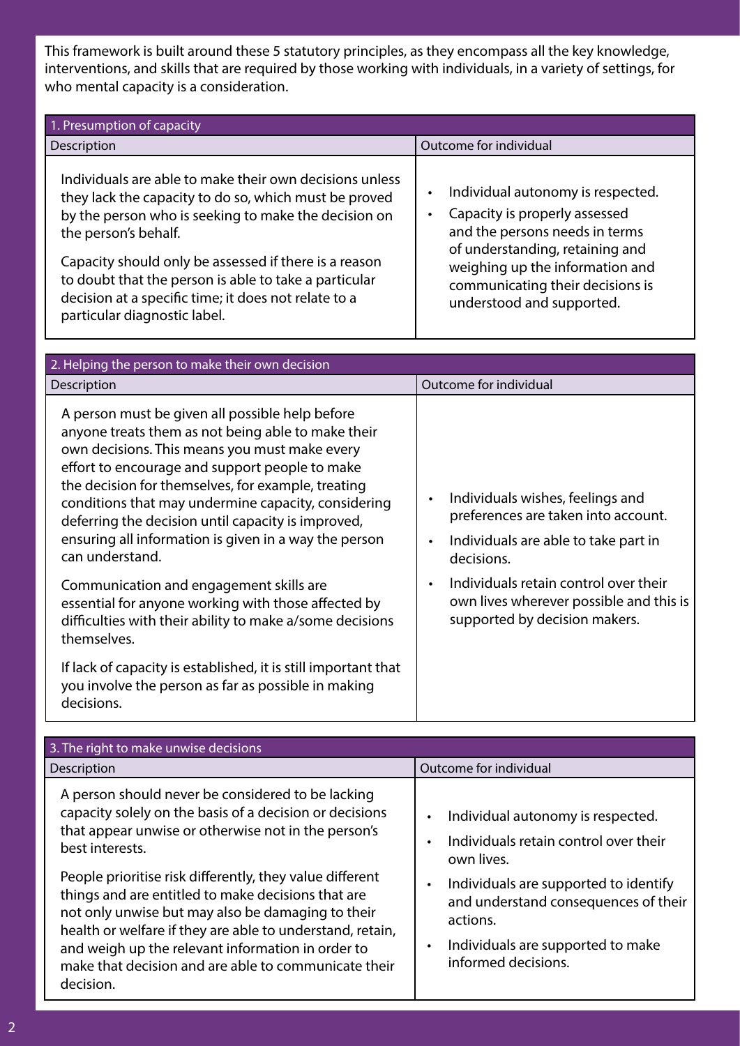This framework is built around these 5 statutory principles, as they encompass all the key knowledge, interventions, and skills that are required by those working with individuals, in a variety of settings, for who mental capacity is a consideration.

| 1. Presumption of capacity | |
|---|---|
| **Description** | **Outcome for individual** |
| Individuals are able to make their own decisions unless they lack the capacity to do so, which must be proved by the person who is seeking to make the decision on the person's behalf.<br><br>Capacity should only be assessed if there is a reason to doubt that the person is able to take a particular decision at a specific time; it does not relate to a particular diagnostic label. | • Individual autonomy is respected.<br>• Capacity is properly assessed and the persons needs in terms of understanding, retaining and weighing up the information and communicating their decisions is understood and supported. |

| 2. Helping the person to make their own decision | |
|---|---|
| **Description** | **Outcome for individual** |
| A person must be given all possible help before anyone treats them as not being able to make their own decisions. This means you must make every effort to encourage and support people to make the decision for themselves, for example, treating conditions that may undermine capacity, considering deferring the decision until capacity is improved, ensuring all information is given in a way the person can understand.<br><br>Communication and engagement skills are essential for anyone working with those affected by difficulties with their ability to make a/some decisions themselves.<br><br>If lack of capacity is established, it is still important that you involve the person as far as possible in making decisions. | • Individuals wishes, feelings and preferences are taken into account.<br>• Individuals are able to take part in decisions.<br>• Individuals retain control over their own lives wherever possible and this is supported by decision makers. |

| 3. The right to make unwise decisions | |
|---|---|
| **Description** | **Outcome for individual** |
| A person should never be considered to be lacking capacity solely on the basis of a decision or decisions that appear unwise or otherwise not in the person's best interests.<br><br>People prioritise risk differently, they value different things and are entitled to make decisions that are not only unwise but may also be damaging to their health or welfare if they are able to understand, retain, and weigh up the relevant information in order to make that decision and are able to communicate their decision. | • Individual autonomy is respected.<br>• Individuals retain control over their own lives.<br>• Individuals are supported to identify and understand consequences of their actions.<br>• Individuals are supported to make informed decisions. |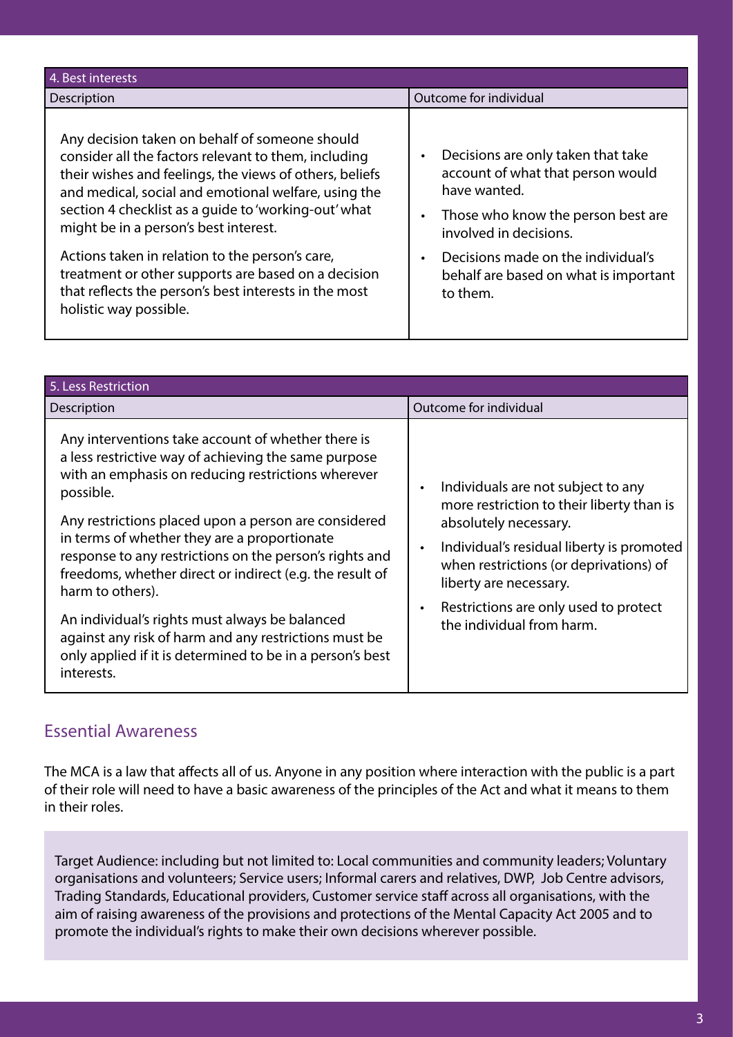| 4. Best interests | |
|---|---|
| Description | Outcome for individual |
| Any decision taken on behalf of someone should consider all the factors relevant to them, including their wishes and feelings, the views of others, beliefs and medical, social and emotional welfare, using the section 4 checklist as a guide to 'working-out' what might be in a person's best interest.<br><br>Actions taken in relation to the person's care, treatment or other supports are based on a decision that reflects the person's best interests in the most holistic way possible. | • Decisions are only taken that take account of what that person would have wanted.<br>• Those who know the person best are involved in decisions.<br>• Decisions made on the individual's behalf are based on what is important to them. |

| 5. Less Restriction | |
|---|---|
| Description | Outcome for individual |
| Any interventions take account of whether there is a less restrictive way of achieving the same purpose with an emphasis on reducing restrictions wherever possible.<br><br>Any restrictions placed upon a person are considered in terms of whether they are a proportionate response to any restrictions on the person's rights and freedoms, whether direct or indirect (e.g. the result of harm to others).<br><br>An individual's rights must always be balanced against any risk of harm and any restrictions must be only applied if it is determined to be in a person's best interests. | • Individuals are not subject to any more restriction to their liberty than is absolutely necessary.<br>• Individual's residual liberty is promoted when restrictions (or deprivations) of liberty are necessary.<br>• Restrictions are only used to protect the individual from harm. |

## Essential Awareness

The MCA is a law that affects all of us. Anyone in any position where interaction with the public is a part of their role will need to have a basic awareness of the principles of the Act and what it means to them in their roles.

Target Audience: including but not limited to: Local communities and community leaders; Voluntary organisations and volunteers; Service users; Informal carers and relatives, DWP, Job Centre advisors, Trading Standards, Educational providers, Customer service staff across all organisations, with the aim of raising awareness of the provisions and protections of the Mental Capacity Act 2005 and to promote the individual's rights to make their own decisions wherever possible.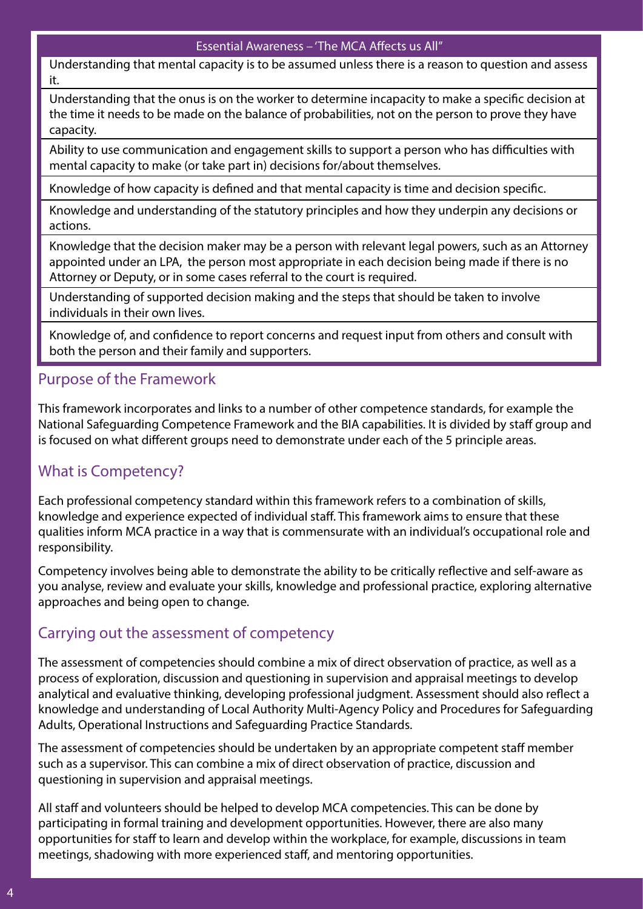| Essential Awareness – 'The MCA Affects us All" |
| --- |
| Understanding that mental capacity is to be assumed unless there is a reason to question and assess it. |
| Understanding that the onus is on the worker to determine incapacity to make a specific decision at the time it needs to be made on the balance of probabilities, not on the person to prove they have capacity. |
| Ability to use communication and engagement skills to support a person who has difficulties with mental capacity to make (or take part in) decisions for/about themselves. |
| Knowledge of how capacity is defined and that mental capacity is time and decision specific. |
| Knowledge and understanding of the statutory principles and how they underpin any decisions or actions. |
| Knowledge that the decision maker may be a person with relevant legal powers, such as an Attorney appointed under an LPA, the person most appropriate in each decision being made if there is no Attorney or Deputy, or in some cases referral to the court is required. |
| Understanding of supported decision making and the steps that should be taken to involve individuals in their own lives. |
| Knowledge of, and confidence to report concerns and request input from others and consult with both the person and their family and supporters. |

## Purpose of the Framework

This framework incorporates and links to a number of other competence standards, for example the National Safeguarding Competence Framework and the BIA capabilities. It is divided by staff group and is focused on what different groups need to demonstrate under each of the 5 principle areas.

## What is Competency?

Each professional competency standard within this framework refers to a combination of skills, knowledge and experience expected of individual staff. This framework aims to ensure that these qualities inform MCA practice in a way that is commensurate with an individual's occupational role and responsibility.

Competency involves being able to demonstrate the ability to be critically reflective and self-aware as you analyse, review and evaluate your skills, knowledge and professional practice, exploring alternative approaches and being open to change.

## Carrying out the assessment of competency

The assessment of competencies should combine a mix of direct observation of practice, as well as a process of exploration, discussion and questioning in supervision and appraisal meetings to develop analytical and evaluative thinking, developing professional judgment. Assessment should also reflect a knowledge and understanding of Local Authority Multi-Agency Policy and Procedures for Safeguarding Adults, Operational Instructions and Safeguarding Practice Standards.

The assessment of competencies should be undertaken by an appropriate competent staff member such as a supervisor. This can combine a mix of direct observation of practice, discussion and questioning in supervision and appraisal meetings.

All staff and volunteers should be helped to develop MCA competencies. This can be done by participating in formal training and development opportunities. However, there are also many opportunities for staff to learn and develop within the workplace, for example, discussions in team meetings, shadowing with more experienced staff, and mentoring opportunities.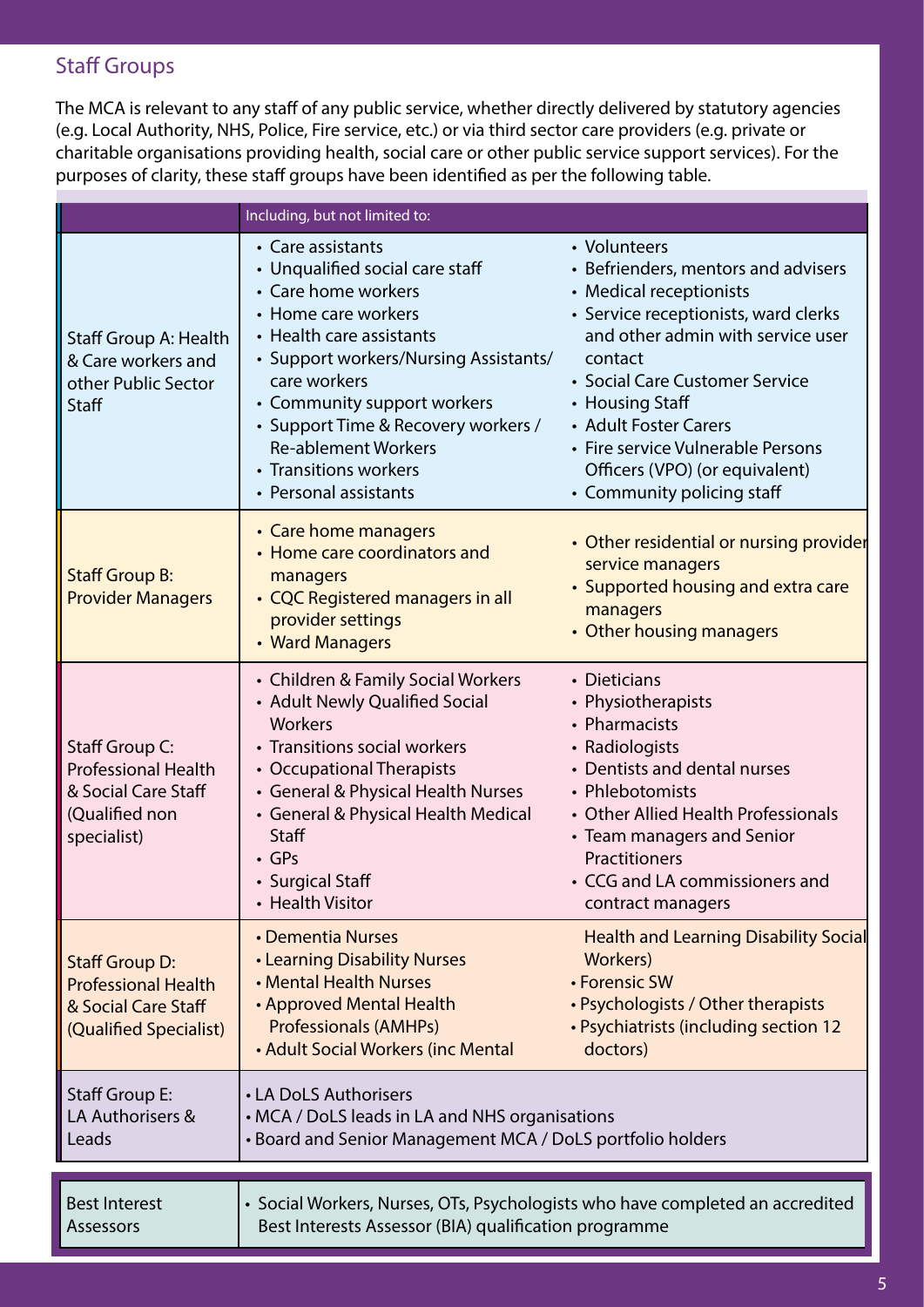## Staff Groups

The MCA is relevant to any staff of any public service, whether directly delivered by statutory agencies (e.g. Local Authority, NHS, Police, Fire service, etc.) or via third sector care providers (e.g. private or charitable organisations providing health, social care or other public service support services). For the purposes of clarity, these staff groups have been identified as per the following table.

| | Including, but not limited to: | |
|---|---|---|
| Staff Group A: Health & Care workers and other Public Sector Staff | • Care assistants<br>• Unqualified social care staff<br>• Care home workers<br>• Home care workers<br>• Health care assistants<br>• Support workers/Nursing Assistants/ care workers<br>• Community support workers<br>• Support Time & Recovery workers / Re-ablement Workers<br>• Transitions workers<br>• Personal assistants | • Volunteers<br>• Befrienders, mentors and advisers<br>• Medical receptionists<br>• Service receptionists, ward clerks and other admin with service user contact<br>• Social Care Customer Service<br>• Housing Staff<br>• Adult Foster Carers<br>• Fire service Vulnerable Persons Officers (VPO) (or equivalent)<br>• Community policing staff |
| Staff Group B: Provider Managers | • Care home managers<br>• Home care coordinators and managers<br>• CQC Registered managers in all provider settings<br>• Ward Managers | • Other residential or nursing provider service managers<br>• Supported housing and extra care managers<br>• Other housing managers |
| Staff Group C: Professional Health & Social Care Staff (Qualified non specialist) | • Children & Family Social Workers<br>• Adult Newly Qualified Social Workers<br>• Transitions social workers<br>• Occupational Therapists<br>• General & Physical Health Nurses<br>• General & Physical Health Medical Staff<br>• GPs<br>• Surgical Staff<br>• Health Visitor | • Dieticians<br>• Physiotherapists<br>• Pharmacists<br>• Radiologists<br>• Dentists and dental nurses<br>• Phlebotomists<br>• Other Allied Health Professionals<br>• Team managers and Senior Practitioners<br>• CCG and LA commissioners and contract managers |
| Staff Group D: Professional Health & Social Care Staff (Qualified Specialist) | • Dementia Nurses<br>• Learning Disability Nurses<br>• Mental Health Nurses<br>• Approved Mental Health Professionals (AMHPs)<br>• Adult Social Workers (inc Mental | Health and Learning Disability Social Workers)<br>• Forensic SW<br>• Psychologists / Other therapists<br>• Psychiatrists (including section 12 doctors) |
| Staff Group E: LA Authorisers & Leads | • LA DoLS Authorisers<br>• MCA / DoLS leads in LA and NHS organisations<br>• Board and Senior Management MCA / DoLS portfolio holders | |

| | |
|---|---|
| Best Interest Assessors | • Social Workers, Nurses, OTs, Psychologists who have completed an accredited Best Interests Assessor (BIA) qualification programme |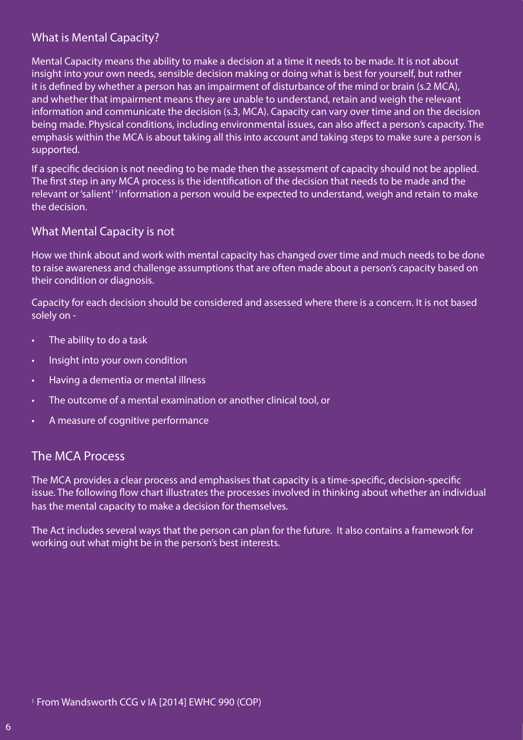## What is Mental Capacity?

Mental Capacity means the ability to make a decision at a time it needs to be made. It is not about insight into your own needs, sensible decision making or doing what is best for yourself, but rather it is defined by whether a person has an impairment of disturbance of the mind or brain (s.2 MCA), and whether that impairment means they are unable to understand, retain and weigh the relevant information and communicate the decision (s.3, MCA). Capacity can vary over time and on the decision being made. Physical conditions, including environmental issues, can also affect a person's capacity. The emphasis within the MCA is about taking all this into account and taking steps to make sure a person is supported.

If a specific decision is not needing to be made then the assessment of capacity should not be applied. The first step in any MCA process is the identification of the decision that needs to be made and the relevant or 'salient[1]' information a person would be expected to understand, weigh and retain to make the decision.

## What Mental Capacity is not

How we think about and work with mental capacity has changed over time and much needs to be done to raise awareness and challenge assumptions that are often made about a person's capacity based on their condition or diagnosis.

Capacity for each decision should be considered and assessed where there is a concern. It is not based solely on -

- The ability to do a task
- Insight into your own condition
- Having a dementia or mental illness
- The outcome of a mental examination or another clinical tool, or
- A measure of cognitive performance

## The MCA Process

The MCA provides a clear process and emphasises that capacity is a time-specific, decision-specific issue. The following flow chart illustrates the processes involved in thinking about whether an individual has the mental capacity to make a decision for themselves.

The Act includes several ways that the person can plan for the future. It also contains a framework for working out what might be in the person's best interests.

[1] From Wandsworth CCG v IA [2014] EWHC 990 (COP)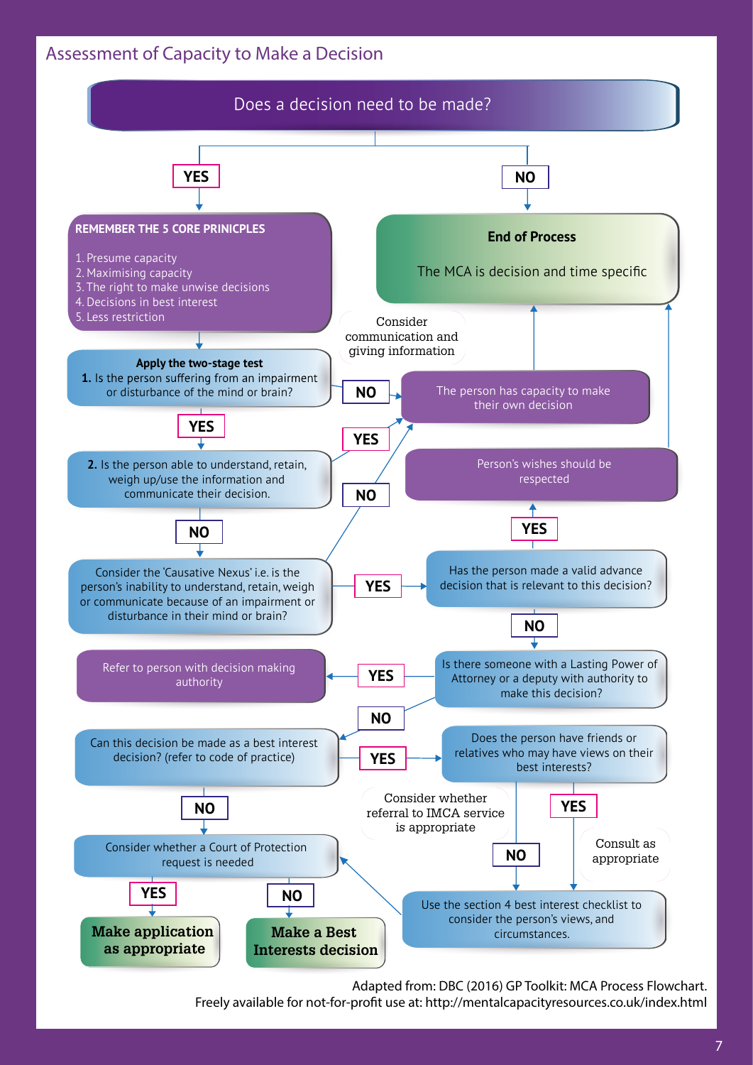## Assessment of Capacity to Make a Decision

**Does a decision need to be made?**

- **YES** → 
- **NO** → **End of Process** — The MCA is decision and time specific

**REMEMBER THE 5 CORE PRINCIPLES**

1. Presume capacity
2. Maximising capacity
3. The right to make unwise decisions
4. Decisions in best interest
5. Less restriction

**Apply the two-stage test**

**1.** Is the person suffering from an impairment or disturbance of the mind or brain?

- **NO** → The person has capacity to make their own decision → End of Process
- **YES** → 

**2.** Is the person able to understand, retain, weigh up/use the information and communicate their decision.

- **YES** → The person has capacity to make their own decision
- **NO** → 

Consider communication and giving information

Consider the 'Causative Nexus' i.e. is the person's inability to understand, retain, weigh or communicate because of an impairment or disturbance in their mind or brain?

- **NO** → The person has capacity to make their own decision
- **YES** → Has the person made a valid advance decision that is relevant to this decision?
  - **YES** → Person's wishes should be respected → End of Process
  - **NO** → Is there someone with a Lasting Power of Attorney or a deputy with authority to make this decision?
    - **YES** → Refer to person with decision making authority
    - **NO** → Can this decision be made as a best interest decision? (refer to code of practice)
      - **YES** → Does the person have friends or relatives who may have views on their best interests?
        - **YES** → Consult as appropriate → Use the section 4 best interest checklist to consider the person's views, and circumstances.
        - **NO** → Consider whether referral to IMCA service is appropriate → Use the section 4 best interest checklist to consider the person's views, and circumstances.
      - **NO** → Consider whether a Court of Protection request is needed
        - **YES** → **Make application as appropriate**
        - **NO** → **Make a Best Interests decision**

Adapted from: DBC (2016) GP Toolkit: MCA Process Flowchart.
Freely available for not-for-profit use at: http://mentalcapacityresources.co.uk/index.html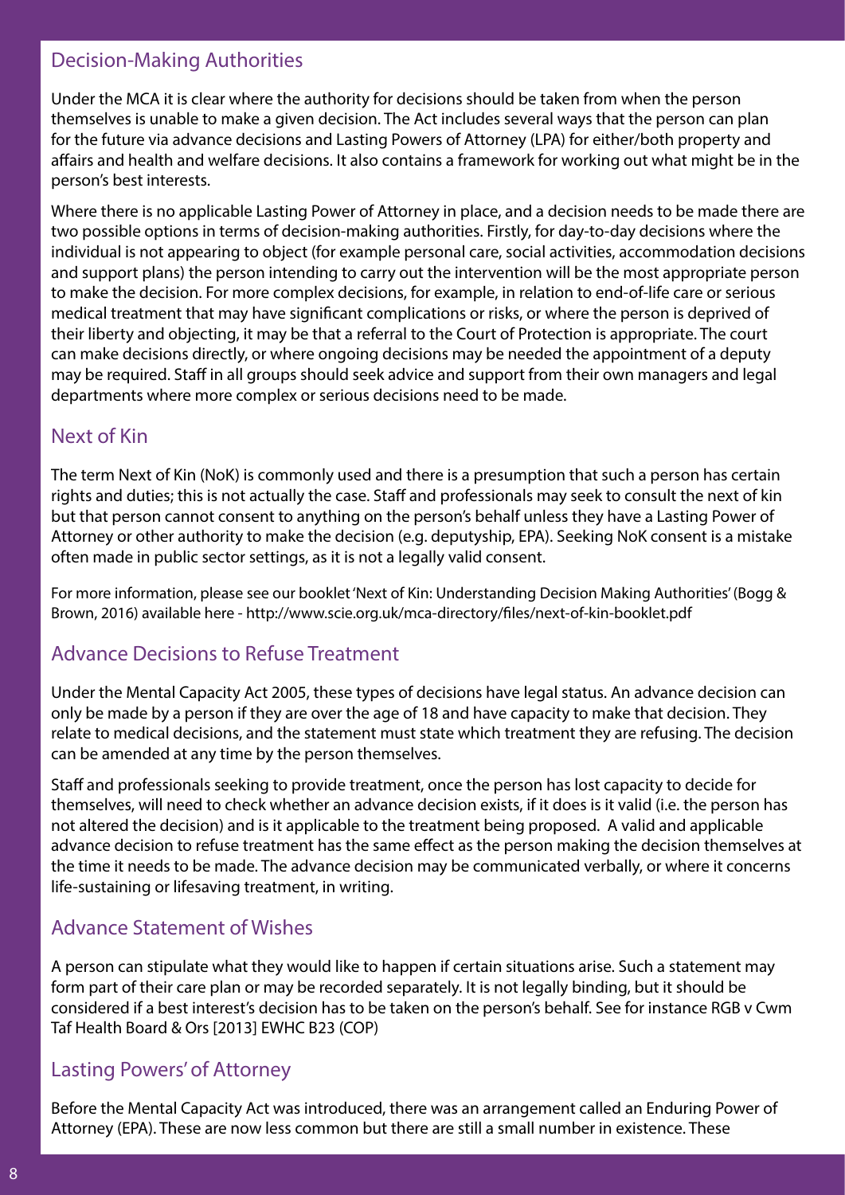## Decision-Making Authorities

Under the MCA it is clear where the authority for decisions should be taken from when the person themselves is unable to make a given decision. The Act includes several ways that the person can plan for the future via advance decisions and Lasting Powers of Attorney (LPA) for either/both property and affairs and health and welfare decisions. It also contains a framework for working out what might be in the person's best interests.

Where there is no applicable Lasting Power of Attorney in place, and a decision needs to be made there are two possible options in terms of decision-making authorities. Firstly, for day-to-day decisions where the individual is not appearing to object (for example personal care, social activities, accommodation decisions and support plans) the person intending to carry out the intervention will be the most appropriate person to make the decision. For more complex decisions, for example, in relation to end-of-life care or serious medical treatment that may have significant complications or risks, or where the person is deprived of their liberty and objecting, it may be that a referral to the Court of Protection is appropriate. The court can make decisions directly, or where ongoing decisions may be needed the appointment of a deputy may be required. Staff in all groups should seek advice and support from their own managers and legal departments where more complex or serious decisions need to be made.

## Next of Kin

The term Next of Kin (NoK) is commonly used and there is a presumption that such a person has certain rights and duties; this is not actually the case. Staff and professionals may seek to consult the next of kin but that person cannot consent to anything on the person's behalf unless they have a Lasting Power of Attorney or other authority to make the decision (e.g. deputyship, EPA). Seeking NoK consent is a mistake often made in public sector settings, as it is not a legally valid consent.

For more information, please see our booklet 'Next of Kin: Understanding Decision Making Authorities' (Bogg & Brown, 2016) available here - http://www.scie.org.uk/mca-directory/files/next-of-kin-booklet.pdf

## Advance Decisions to Refuse Treatment

Under the Mental Capacity Act 2005, these types of decisions have legal status. An advance decision can only be made by a person if they are over the age of 18 and have capacity to make that decision. They relate to medical decisions, and the statement must state which treatment they are refusing. The decision can be amended at any time by the person themselves.

Staff and professionals seeking to provide treatment, once the person has lost capacity to decide for themselves, will need to check whether an advance decision exists, if it does is it valid (i.e. the person has not altered the decision) and is it applicable to the treatment being proposed. A valid and applicable advance decision to refuse treatment has the same effect as the person making the decision themselves at the time it needs to be made. The advance decision may be communicated verbally, or where it concerns life-sustaining or lifesaving treatment, in writing.

## Advance Statement of Wishes

A person can stipulate what they would like to happen if certain situations arise. Such a statement may form part of their care plan or may be recorded separately. It is not legally binding, but it should be considered if a best interest's decision has to be taken on the person's behalf. See for instance RGB v Cwm Taf Health Board & Ors [2013] EWHC B23 (COP)

## Lasting Powers' of Attorney

Before the Mental Capacity Act was introduced, there was an arrangement called an Enduring Power of Attorney (EPA). These are now less common but there are still a small number in existence. These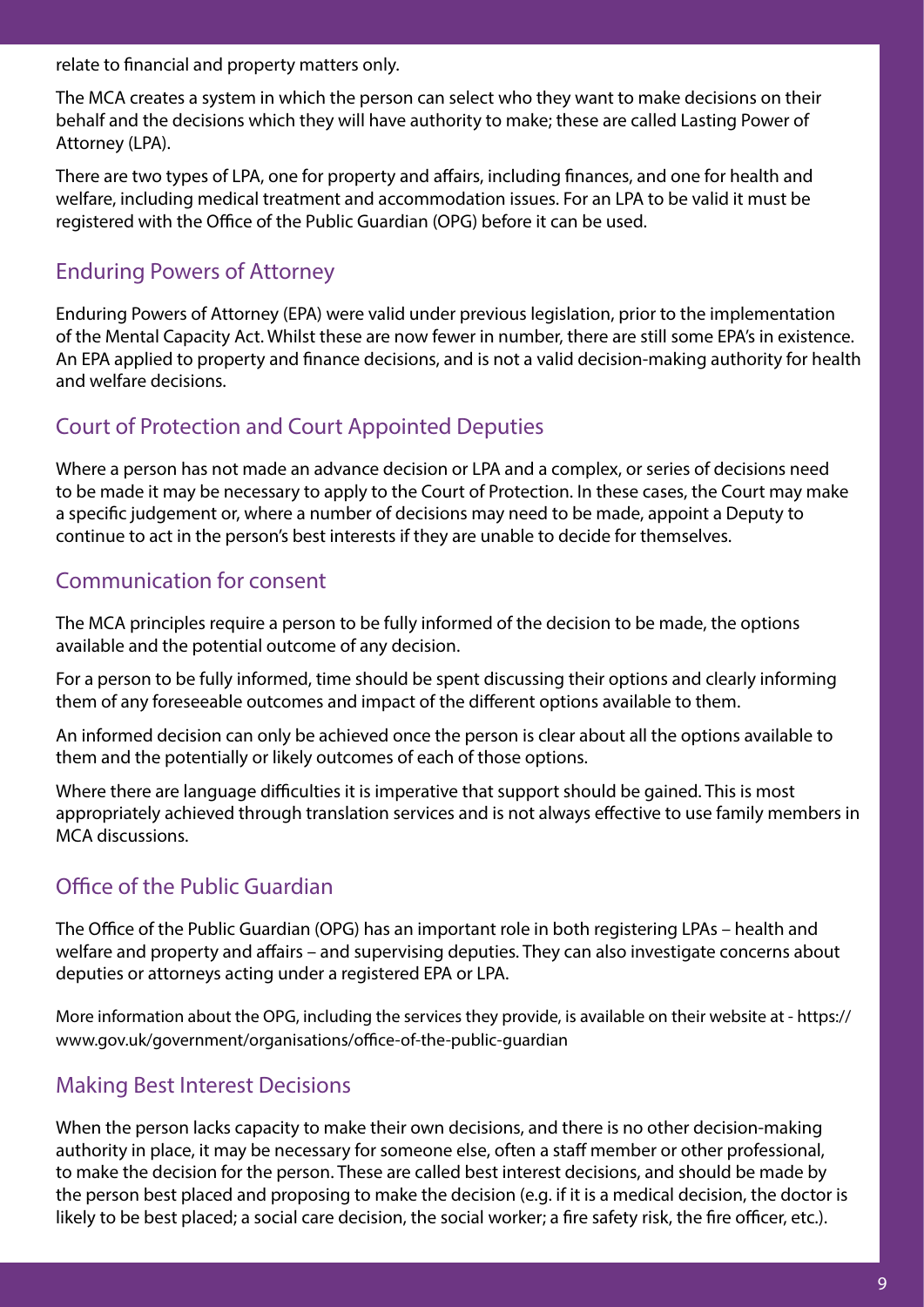relate to financial and property matters only.

The MCA creates a system in which the person can select who they want to make decisions on their behalf and the decisions which they will have authority to make; these are called Lasting Power of Attorney (LPA).

There are two types of LPA, one for property and affairs, including finances, and one for health and welfare, including medical treatment and accommodation issues. For an LPA to be valid it must be registered with the Office of the Public Guardian (OPG) before it can be used.

## Enduring Powers of Attorney

Enduring Powers of Attorney (EPA) were valid under previous legislation, prior to the implementation of the Mental Capacity Act. Whilst these are now fewer in number, there are still some EPA's in existence. An EPA applied to property and finance decisions, and is not a valid decision-making authority for health and welfare decisions.

## Court of Protection and Court Appointed Deputies

Where a person has not made an advance decision or LPA and a complex, or series of decisions need to be made it may be necessary to apply to the Court of Protection. In these cases, the Court may make a specific judgement or, where a number of decisions may need to be made, appoint a Deputy to continue to act in the person's best interests if they are unable to decide for themselves.

## Communication for consent

The MCA principles require a person to be fully informed of the decision to be made, the options available and the potential outcome of any decision.

For a person to be fully informed, time should be spent discussing their options and clearly informing them of any foreseeable outcomes and impact of the different options available to them.

An informed decision can only be achieved once the person is clear about all the options available to them and the potentially or likely outcomes of each of those options.

Where there are language difficulties it is imperative that support should be gained. This is most appropriately achieved through translation services and is not always effective to use family members in MCA discussions.

## Office of the Public Guardian

The Office of the Public Guardian (OPG) has an important role in both registering LPAs – health and welfare and property and affairs – and supervising deputies. They can also investigate concerns about deputies or attorneys acting under a registered EPA or LPA.

More information about the OPG, including the services they provide, is available on their website at - https://www.gov.uk/government/organisations/office-of-the-public-guardian

## Making Best Interest Decisions

When the person lacks capacity to make their own decisions, and there is no other decision-making authority in place, it may be necessary for someone else, often a staff member or other professional, to make the decision for the person. These are called best interest decisions, and should be made by the person best placed and proposing to make the decision (e.g. if it is a medical decision, the doctor is likely to be best placed; a social care decision, the social worker; a fire safety risk, the fire officer, etc.).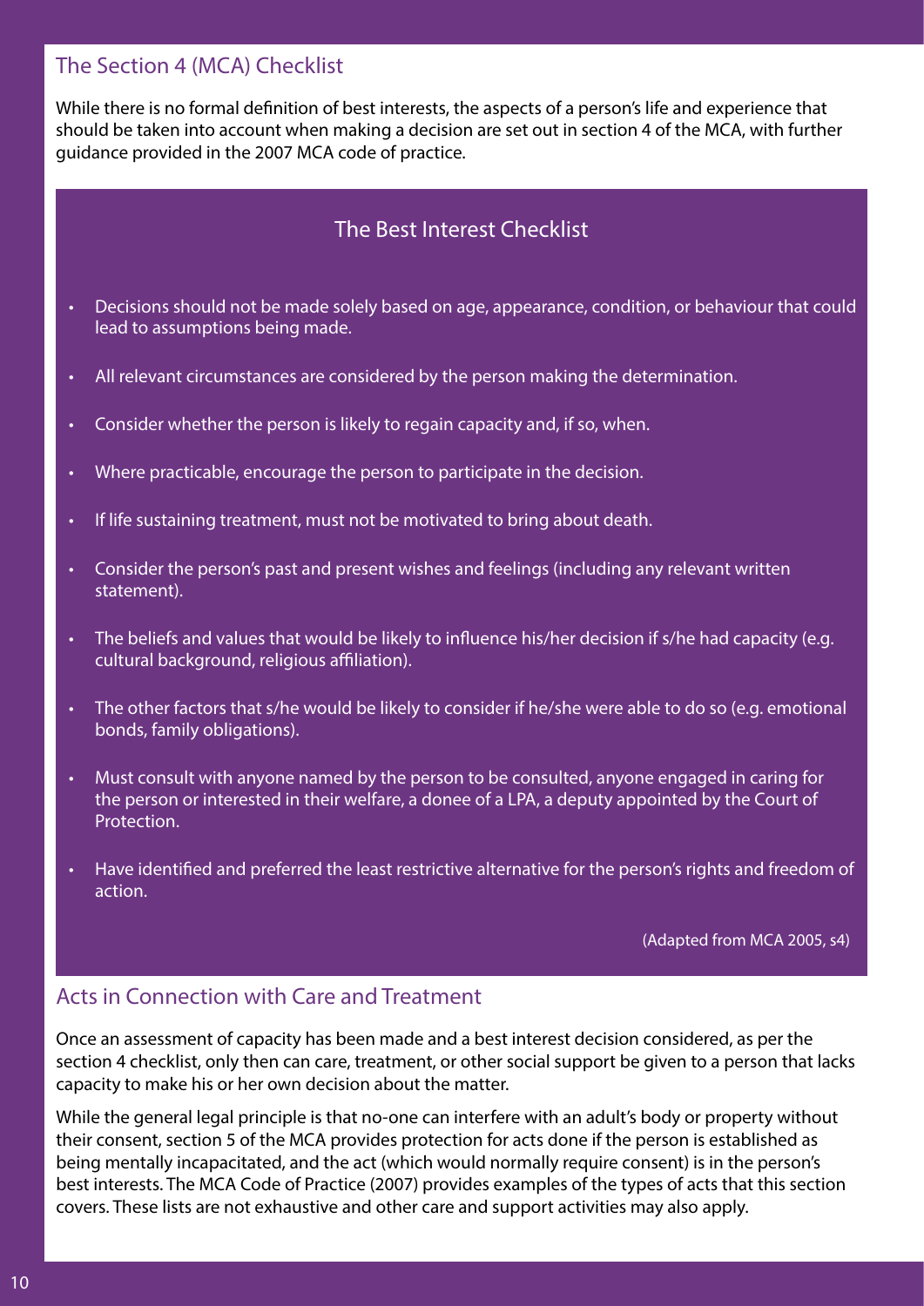## The Section 4 (MCA) Checklist

While there is no formal definition of best interests, the aspects of a person's life and experience that should be taken into account when making a decision are set out in section 4 of the MCA, with further guidance provided in the 2007 MCA code of practice.

### The Best Interest Checklist

- Decisions should not be made solely based on age, appearance, condition, or behaviour that could lead to assumptions being made.
- All relevant circumstances are considered by the person making the determination.
- Consider whether the person is likely to regain capacity and, if so, when.
- Where practicable, encourage the person to participate in the decision.
- If life sustaining treatment, must not be motivated to bring about death.
- Consider the person's past and present wishes and feelings (including any relevant written statement).
- The beliefs and values that would be likely to influence his/her decision if s/he had capacity (e.g. cultural background, religious affiliation).
- The other factors that s/he would be likely to consider if he/she were able to do so (e.g. emotional bonds, family obligations).
- Must consult with anyone named by the person to be consulted, anyone engaged in caring for the person or interested in their welfare, a donee of a LPA, a deputy appointed by the Court of Protection.
- Have identified and preferred the least restrictive alternative for the person's rights and freedom of action.

(Adapted from MCA 2005, s4)

## Acts in Connection with Care and Treatment

Once an assessment of capacity has been made and a best interest decision considered, as per the section 4 checklist, only then can care, treatment, or other social support be given to a person that lacks capacity to make his or her own decision about the matter.

While the general legal principle is that no-one can interfere with an adult's body or property without their consent, section 5 of the MCA provides protection for acts done if the person is established as being mentally incapacitated, and the act (which would normally require consent) is in the person's best interests. The MCA Code of Practice (2007) provides examples of the types of acts that this section covers. These lists are not exhaustive and other care and support activities may also apply.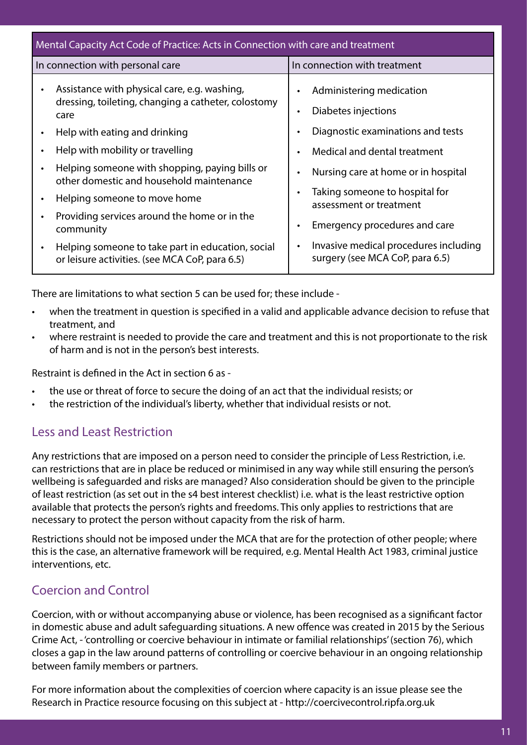| Mental Capacity Act Code of Practice: Acts in Connection with care and treatment | |
| --- | --- |
| **In connection with personal care** | **In connection with treatment** |
| • Assistance with physical care, e.g. washing, dressing, toileting, changing a catheter, colostomy care<br>• Help with eating and drinking<br>• Help with mobility or travelling<br>• Helping someone with shopping, paying bills or other domestic and household maintenance<br>• Helping someone to move home<br>• Providing services around the home or in the community<br>• Helping someone to take part in education, social or leisure activities. (see MCA CoP, para 6.5) | • Administering medication<br>• Diabetes injections<br>• Diagnostic examinations and tests<br>• Medical and dental treatment<br>• Nursing care at home or in hospital<br>• Taking someone to hospital for assessment or treatment<br>• Emergency procedures and care<br>• Invasive medical procedures including surgery (see MCA CoP, para 6.5) |

There are limitations to what section 5 can be used for; these include -

- when the treatment in question is specified in a valid and applicable advance decision to refuse that treatment, and
- where restraint is needed to provide the care and treatment and this is not proportionate to the risk of harm and is not in the person's best interests.

Restraint is defined in the Act in section 6 as -

- the use or threat of force to secure the doing of an act that the individual resists; or
- the restriction of the individual's liberty, whether that individual resists or not.

## Less and Least Restriction

Any restrictions that are imposed on a person need to consider the principle of Less Restriction, i.e. can restrictions that are in place be reduced or minimised in any way while still ensuring the person's wellbeing is safeguarded and risks are managed? Also consideration should be given to the principle of least restriction (as set out in the s4 best interest checklist) i.e. what is the least restrictive option available that protects the person's rights and freedoms. This only applies to restrictions that are necessary to protect the person without capacity from the risk of harm.

Restrictions should not be imposed under the MCA that are for the protection of other people; where this is the case, an alternative framework will be required, e.g. Mental Health Act 1983, criminal justice interventions, etc.

## Coercion and Control

Coercion, with or without accompanying abuse or violence, has been recognised as a significant factor in domestic abuse and adult safeguarding situations. A new offence was created in 2015 by the Serious Crime Act, - 'controlling or coercive behaviour in intimate or familial relationships' (section 76), which closes a gap in the law around patterns of controlling or coercive behaviour in an ongoing relationship between family members or partners.

For more information about the complexities of coercion where capacity is an issue please see the Research in Practice resource focusing on this subject at - http://coercivecontrol.ripfa.org.uk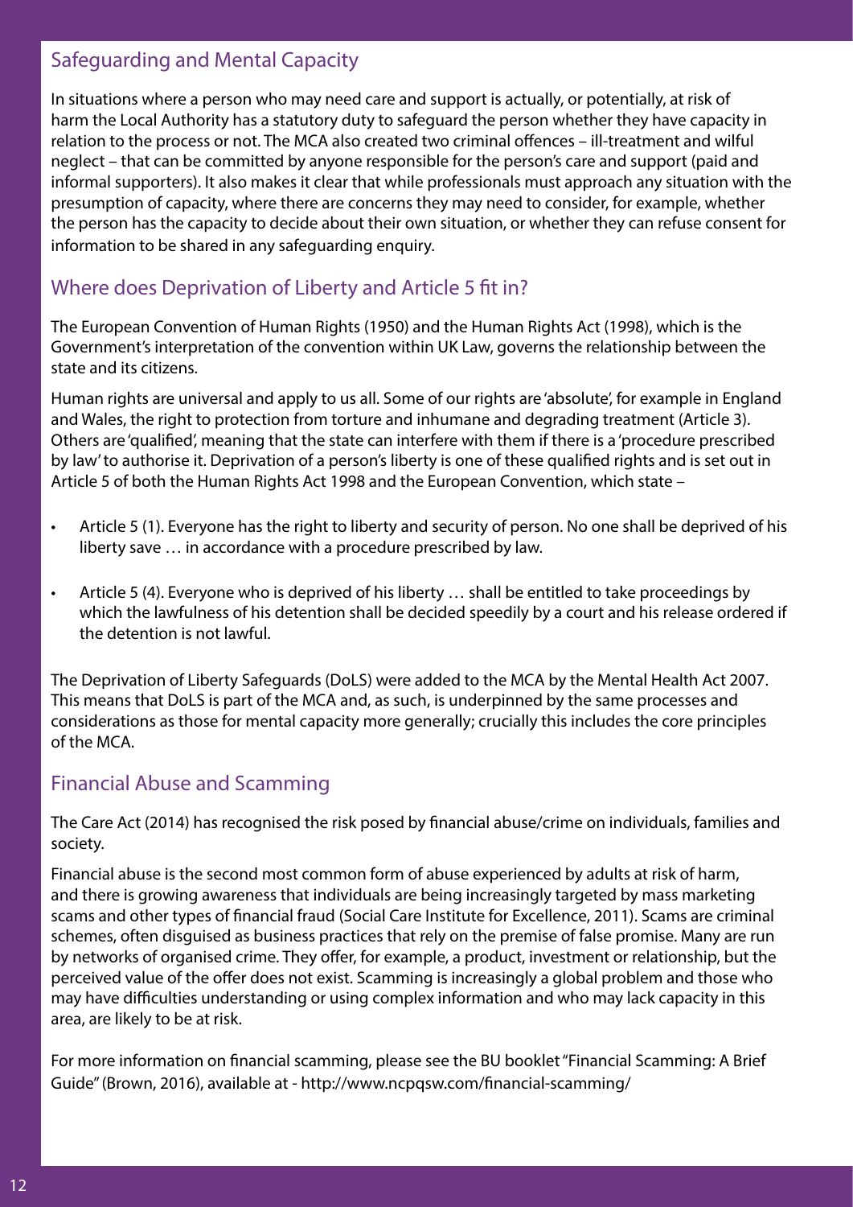## Safeguarding and Mental Capacity

In situations where a person who may need care and support is actually, or potentially, at risk of harm the Local Authority has a statutory duty to safeguard the person whether they have capacity in relation to the process or not. The MCA also created two criminal offences – ill-treatment and wilful neglect – that can be committed by anyone responsible for the person's care and support (paid and informal supporters). It also makes it clear that while professionals must approach any situation with the presumption of capacity, where there are concerns they may need to consider, for example, whether the person has the capacity to decide about their own situation, or whether they can refuse consent for information to be shared in any safeguarding enquiry.

## Where does Deprivation of Liberty and Article 5 fit in?

The European Convention of Human Rights (1950) and the Human Rights Act (1998), which is the Government's interpretation of the convention within UK Law, governs the relationship between the state and its citizens.

Human rights are universal and apply to us all. Some of our rights are 'absolute', for example in England and Wales, the right to protection from torture and inhumane and degrading treatment (Article 3). Others are 'qualified', meaning that the state can interfere with them if there is a 'procedure prescribed by law' to authorise it. Deprivation of a person's liberty is one of these qualified rights and is set out in Article 5 of both the Human Rights Act 1998 and the European Convention, which state –

- Article 5 (1). Everyone has the right to liberty and security of person. No one shall be deprived of his liberty save … in accordance with a procedure prescribed by law.
- Article 5 (4). Everyone who is deprived of his liberty … shall be entitled to take proceedings by which the lawfulness of his detention shall be decided speedily by a court and his release ordered if the detention is not lawful.

The Deprivation of Liberty Safeguards (DoLS) were added to the MCA by the Mental Health Act 2007. This means that DoLS is part of the MCA and, as such, is underpinned by the same processes and considerations as those for mental capacity more generally; crucially this includes the core principles of the MCA.

## Financial Abuse and Scamming

The Care Act (2014) has recognised the risk posed by financial abuse/crime on individuals, families and society.

Financial abuse is the second most common form of abuse experienced by adults at risk of harm, and there is growing awareness that individuals are being increasingly targeted by mass marketing scams and other types of financial fraud (Social Care Institute for Excellence, 2011). Scams are criminal schemes, often disguised as business practices that rely on the premise of false promise. Many are run by networks of organised crime. They offer, for example, a product, investment or relationship, but the perceived value of the offer does not exist. Scamming is increasingly a global problem and those who may have difficulties understanding or using complex information and who may lack capacity in this area, are likely to be at risk.

For more information on financial scamming, please see the BU booklet "Financial Scamming: A Brief Guide" (Brown, 2016), available at - http://www.ncpqsw.com/financial-scamming/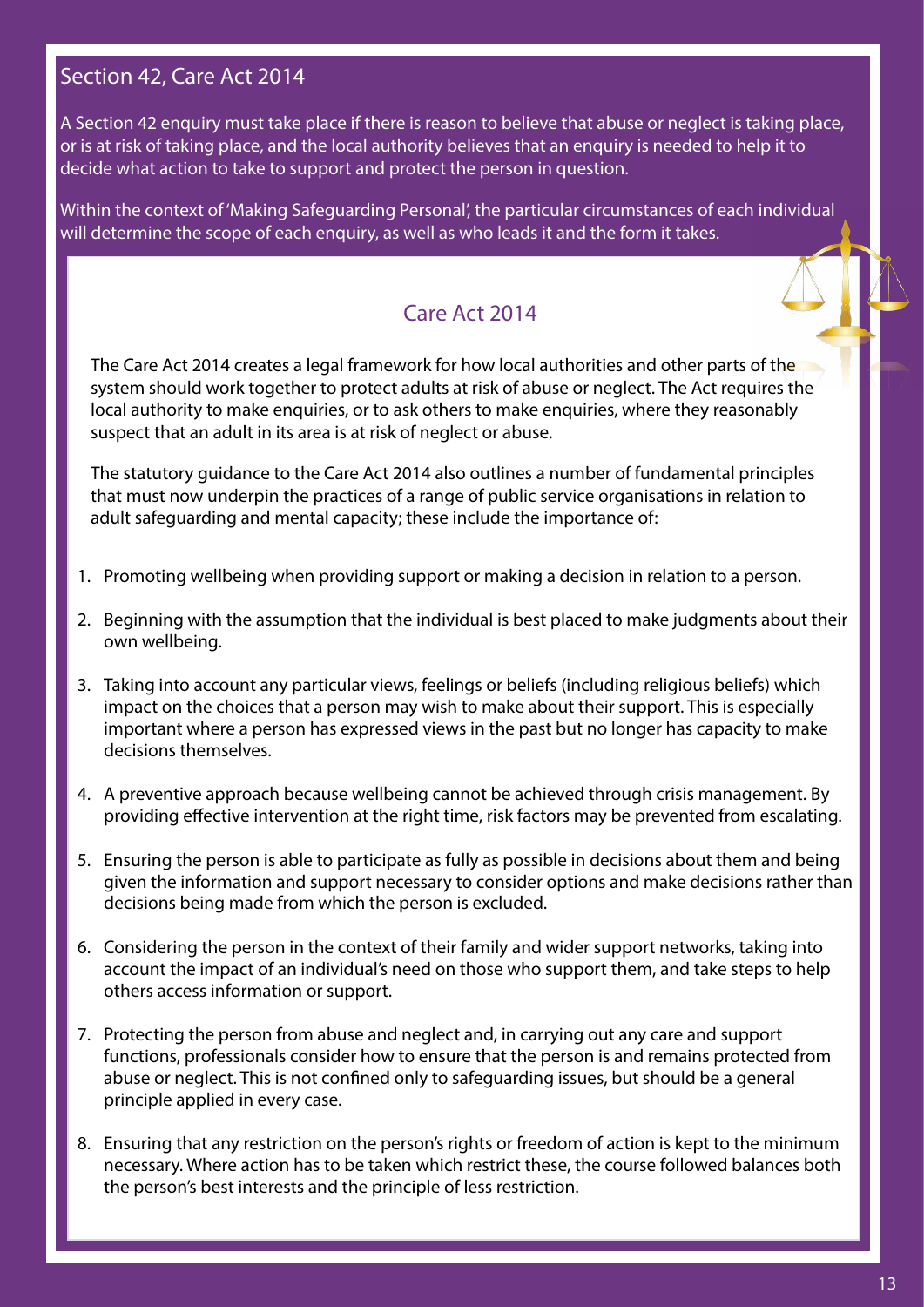## Section 42, Care Act 2014

A Section 42 enquiry must take place if there is reason to believe that abuse or neglect is taking place, or is at risk of taking place, and the local authority believes that an enquiry is needed to help it to decide what action to take to support and protect the person in question.

Within the context of 'Making Safeguarding Personal', the particular circumstances of each individual will determine the scope of each enquiry, as well as who leads it and the form it takes.

## Care Act 2014

The Care Act 2014 creates a legal framework for how local authorities and other parts of the system should work together to protect adults at risk of abuse or neglect. The Act requires the local authority to make enquiries, or to ask others to make enquiries, where they reasonably suspect that an adult in its area is at risk of neglect or abuse.

The statutory guidance to the Care Act 2014 also outlines a number of fundamental principles that must now underpin the practices of a range of public service organisations in relation to adult safeguarding and mental capacity; these include the importance of:

1. Promoting wellbeing when providing support or making a decision in relation to a person.
2. Beginning with the assumption that the individual is best placed to make judgments about their own wellbeing.
3. Taking into account any particular views, feelings or beliefs (including religious beliefs) which impact on the choices that a person may wish to make about their support. This is especially important where a person has expressed views in the past but no longer has capacity to make decisions themselves.
4. A preventive approach because wellbeing cannot be achieved through crisis management. By providing effective intervention at the right time, risk factors may be prevented from escalating.
5. Ensuring the person is able to participate as fully as possible in decisions about them and being given the information and support necessary to consider options and make decisions rather than decisions being made from which the person is excluded.
6. Considering the person in the context of their family and wider support networks, taking into account the impact of an individual's need on those who support them, and take steps to help others access information or support.
7. Protecting the person from abuse and neglect and, in carrying out any care and support functions, professionals consider how to ensure that the person is and remains protected from abuse or neglect. This is not confined only to safeguarding issues, but should be a general principle applied in every case.
8. Ensuring that any restriction on the person's rights or freedom of action is kept to the minimum necessary. Where action has to be taken which restrict these, the course followed balances both the person's best interests and the principle of less restriction.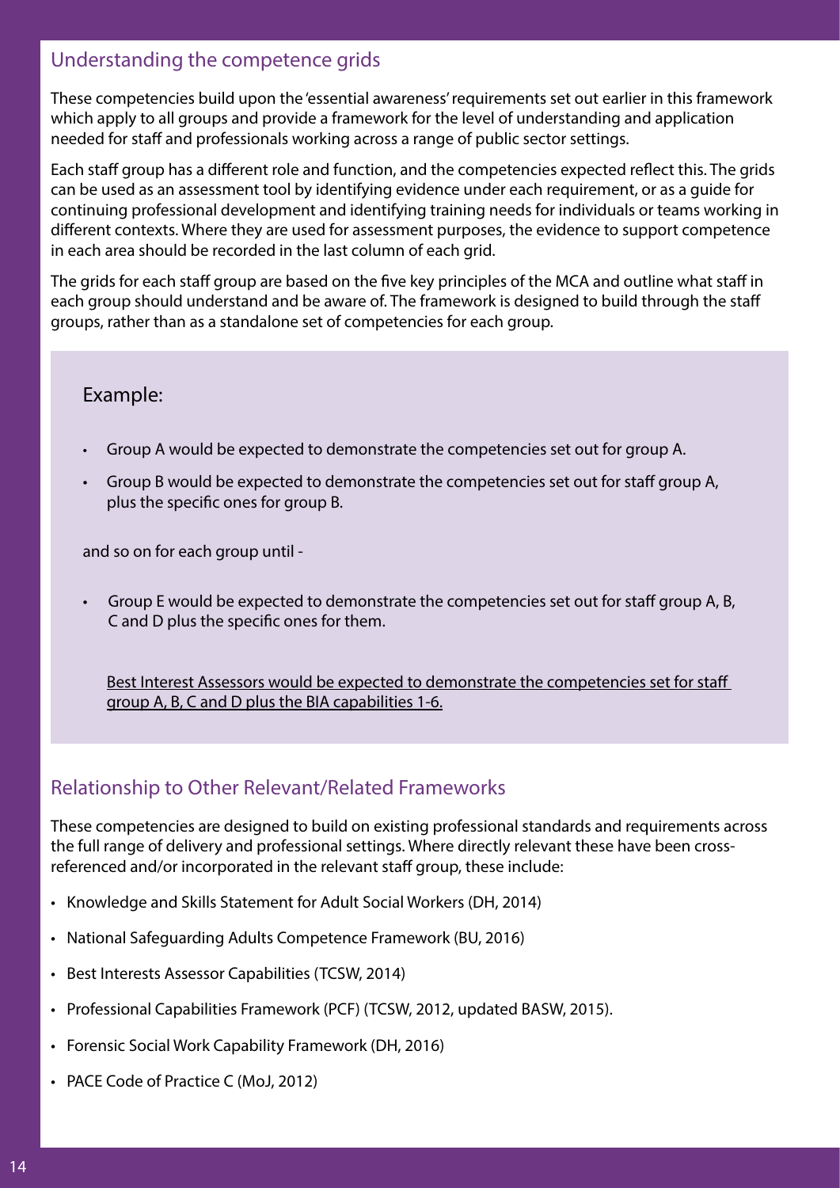## Understanding the competence grids

These competencies build upon the 'essential awareness' requirements set out earlier in this framework which apply to all groups and provide a framework for the level of understanding and application needed for staff and professionals working across a range of public sector settings.

Each staff group has a different role and function, and the competencies expected reflect this. The grids can be used as an assessment tool by identifying evidence under each requirement, or as a guide for continuing professional development and identifying training needs for individuals or teams working in different contexts. Where they are used for assessment purposes, the evidence to support competence in each area should be recorded in the last column of each grid.

The grids for each staff group are based on the five key principles of the MCA and outline what staff in each group should understand and be aware of. The framework is designed to build through the staff groups, rather than as a standalone set of competencies for each group.

### Example:

- Group A would be expected to demonstrate the competencies set out for group A.
- Group B would be expected to demonstrate the competencies set out for staff group A, plus the specific ones for group B.

and so on for each group until -

- Group E would be expected to demonstrate the competencies set out for staff group A, B, C and D plus the specific ones for them.

Best Interest Assessors would be expected to demonstrate the competencies set for staff group A, B, C and D plus the BIA capabilities 1-6.

## Relationship to Other Relevant/Related Frameworks

These competencies are designed to build on existing professional standards and requirements across the full range of delivery and professional settings. Where directly relevant these have been cross-referenced and/or incorporated in the relevant staff group, these include:

- Knowledge and Skills Statement for Adult Social Workers (DH, 2014)
- National Safeguarding Adults Competence Framework (BU, 2016)
- Best Interests Assessor Capabilities (TCSW, 2014)
- Professional Capabilities Framework (PCF) (TCSW, 2012, updated BASW, 2015).
- Forensic Social Work Capability Framework (DH, 2016)
- PACE Code of Practice C (MoJ, 2012)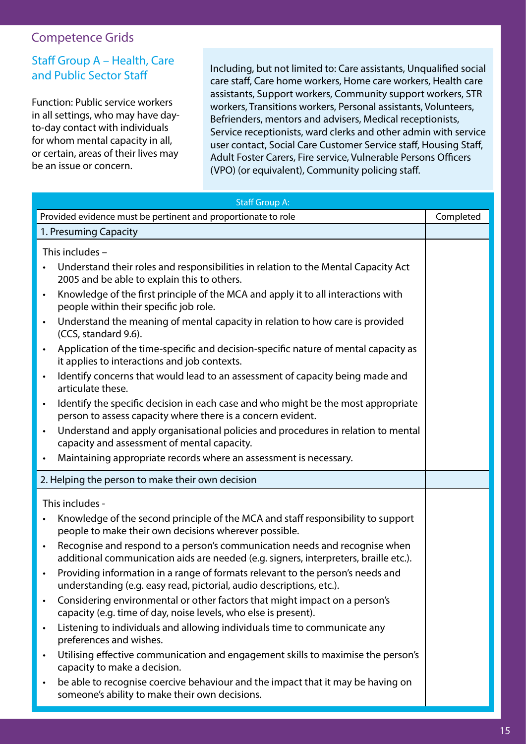## Competence Grids

### Staff Group A – Health, Care and Public Sector Staff

Function: Public service workers in all settings, who may have day-to-day contact with individuals for whom mental capacity in all, or certain, areas of their lives may be an issue or concern.

Including, but not limited to: Care assistants, Unqualified social care staff, Care home workers, Home care workers, Health care assistants, Support workers, Community support workers, STR workers, Transitions workers, Personal assistants, Volunteers, Befrienders, mentors and advisers, Medical receptionists, Service receptionists, ward clerks and other admin with service user contact, Social Care Customer Service staff, Housing Staff, Adult Foster Carers, Fire service, Vulnerable Persons Officers (VPO) (or equivalent), Community policing staff.

| Staff Group A: | |
|---|---|
| Provided evidence must be pertinent and proportionate to role | Completed |
| 1. Presuming Capacity | |
| This includes –<br>• Understand their roles and responsibilities in relation to the Mental Capacity Act 2005 and be able to explain this to others.<br>• Knowledge of the first principle of the MCA and apply it to all interactions with people within their specific job role.<br>• Understand the meaning of mental capacity in relation to how care is provided (CCS, standard 9.6).<br>• Application of the time-specific and decision-specific nature of mental capacity as it applies to interactions and job contexts.<br>• Identify concerns that would lead to an assessment of capacity being made and articulate these.<br>• Identify the specific decision in each case and who might be the most appropriate person to assess capacity where there is a concern evident.<br>• Understand and apply organisational policies and procedures in relation to mental capacity and assessment of mental capacity.<br>• Maintaining appropriate records where an assessment is necessary. | |
| 2. Helping the person to make their own decision | |
| This includes -<br>• Knowledge of the second principle of the MCA and staff responsibility to support people to make their own decisions wherever possible.<br>• Recognise and respond to a person's communication needs and recognise when additional communication aids are needed (e.g. signers, interpreters, braille etc.).<br>• Providing information in a range of formats relevant to the person's needs and understanding (e.g. easy read, pictorial, audio descriptions, etc.).<br>• Considering environmental or other factors that might impact on a person's capacity (e.g. time of day, noise levels, who else is present).<br>• Listening to individuals and allowing individuals time to communicate any preferences and wishes.<br>• Utilising effective communication and engagement skills to maximise the person's capacity to make a decision.<br>• be able to recognise coercive behaviour and the impact that it may be having on someone's ability to make their own decisions. | |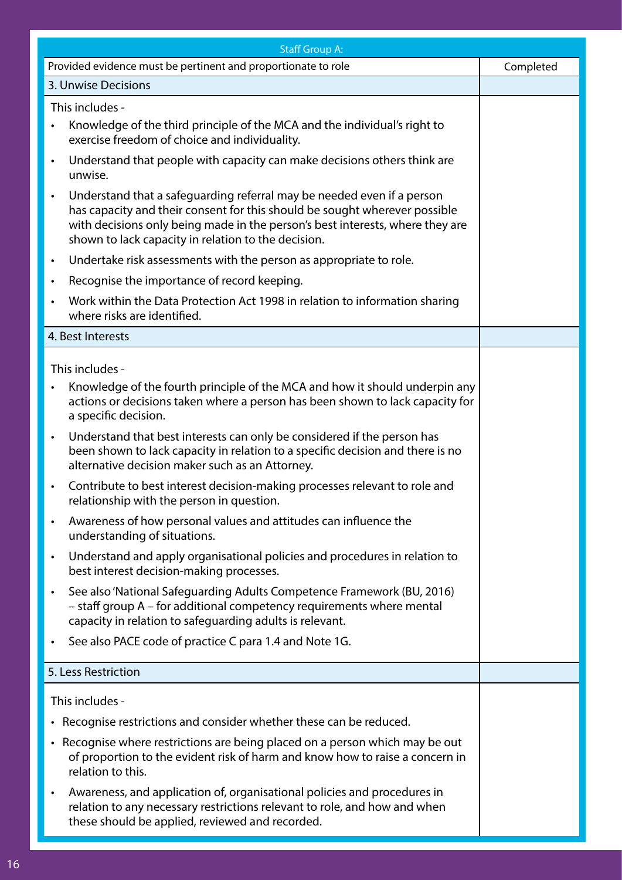| Staff Group A: | |
|---|---|
| Provided evidence must be pertinent and proportionate to role | Completed |
| 3. Unwise Decisions | |
| This includes -<br>• Knowledge of the third principle of the MCA and the individual's right to exercise freedom of choice and individuality.<br>• Understand that people with capacity can make decisions others think are unwise.<br>• Understand that a safeguarding referral may be needed even if a person has capacity and their consent for this should be sought wherever possible with decisions only being made in the person's best interests, where they are shown to lack capacity in relation to the decision.<br>• Undertake risk assessments with the person as appropriate to role.<br>• Recognise the importance of record keeping.<br>• Work within the Data Protection Act 1998 in relation to information sharing where risks are identified. | |
| 4. Best Interests | |
| This includes -<br>• Knowledge of the fourth principle of the MCA and how it should underpin any actions or decisions taken where a person has been shown to lack capacity for a specific decision.<br>• Understand that best interests can only be considered if the person has been shown to lack capacity in relation to a specific decision and there is no alternative decision maker such as an Attorney.<br>• Contribute to best interest decision-making processes relevant to role and relationship with the person in question.<br>• Awareness of how personal values and attitudes can influence the understanding of situations.<br>• Understand and apply organisational policies and procedures in relation to best interest decision-making processes.<br>• See also 'National Safeguarding Adults Competence Framework (BU, 2016) – staff group A – for additional competency requirements where mental capacity in relation to safeguarding adults is relevant.<br>• See also PACE code of practice C para 1.4 and Note 1G. | |
| 5. Less Restriction | |
| This includes -<br>• Recognise restrictions and consider whether these can be reduced.<br>• Recognise where restrictions are being placed on a person which may be out of proportion to the evident risk of harm and know how to raise a concern in relation to this.<br>• Awareness, and application of, organisational policies and procedures in relation to any necessary restrictions relevant to role, and how and when these should be applied, reviewed and recorded. | |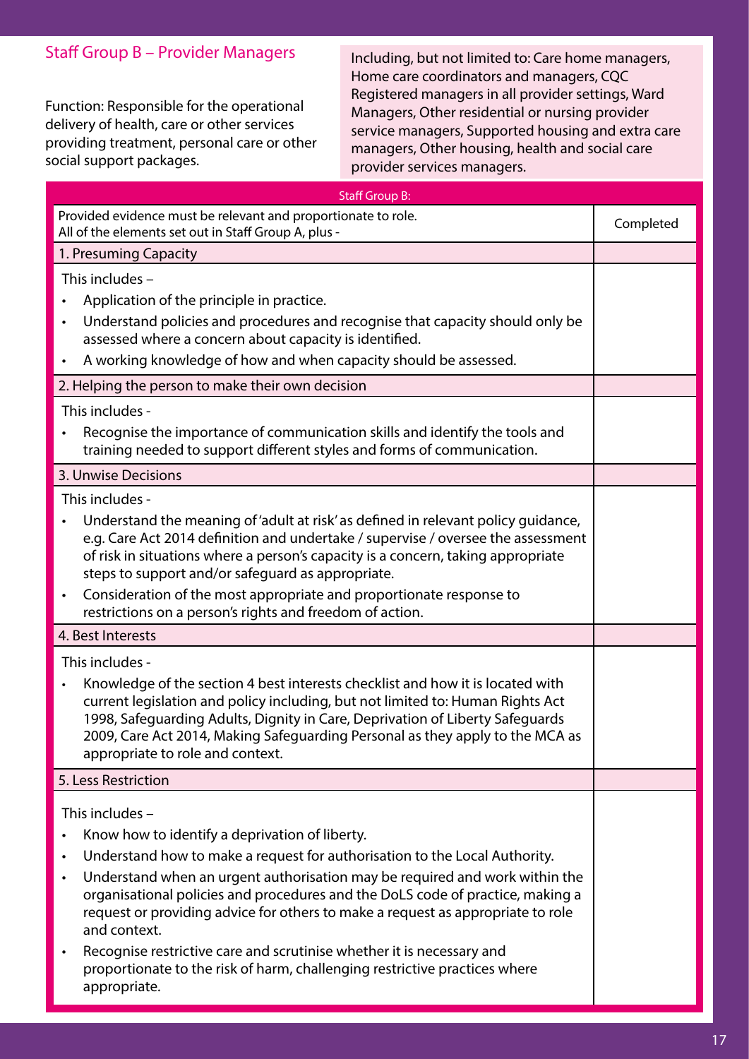## Staff Group B – Provider Managers

Function: Responsible for the operational delivery of health, care or other services providing treatment, personal care or other social support packages.

Including, but not limited to: Care home managers, Home care coordinators and managers, CQC Registered managers in all provider settings, Ward Managers, Other residential or nursing provider service managers, Supported housing and extra care managers, Other housing, health and social care provider services managers.

| Staff Group B: | |
|---|---|
| Provided evidence must be relevant and proportionate to role.<br>All of the elements set out in Staff Group A, plus - | Completed |
| 1. Presuming Capacity | |
| This includes –<br>• Application of the principle in practice.<br>• Understand policies and procedures and recognise that capacity should only be assessed where a concern about capacity is identified.<br>• A working knowledge of how and when capacity should be assessed. | |
| 2. Helping the person to make their own decision | |
| This includes -<br>• Recognise the importance of communication skills and identify the tools and training needed to support different styles and forms of communication. | |
| 3. Unwise Decisions | |
| This includes -<br>• Understand the meaning of 'adult at risk' as defined in relevant policy guidance, e.g. Care Act 2014 definition and undertake / supervise / oversee the assessment of risk in situations where a person's capacity is a concern, taking appropriate steps to support and/or safeguard as appropriate.<br>• Consideration of the most appropriate and proportionate response to restrictions on a person's rights and freedom of action. | |
| 4. Best Interests | |
| This includes -<br>• Knowledge of the section 4 best interests checklist and how it is located with current legislation and policy including, but not limited to: Human Rights Act 1998, Safeguarding Adults, Dignity in Care, Deprivation of Liberty Safeguards 2009, Care Act 2014, Making Safeguarding Personal as they apply to the MCA as appropriate to role and context. | |
| 5. Less Restriction | |
| This includes –<br>• Know how to identify a deprivation of liberty.<br>• Understand how to make a request for authorisation to the Local Authority.<br>• Understand when an urgent authorisation may be required and work within the organisational policies and procedures and the DoLS code of practice, making a request or providing advice for others to make a request as appropriate to role and context.<br>• Recognise restrictive care and scrutinise whether it is necessary and proportionate to the risk of harm, challenging restrictive practices where appropriate. | |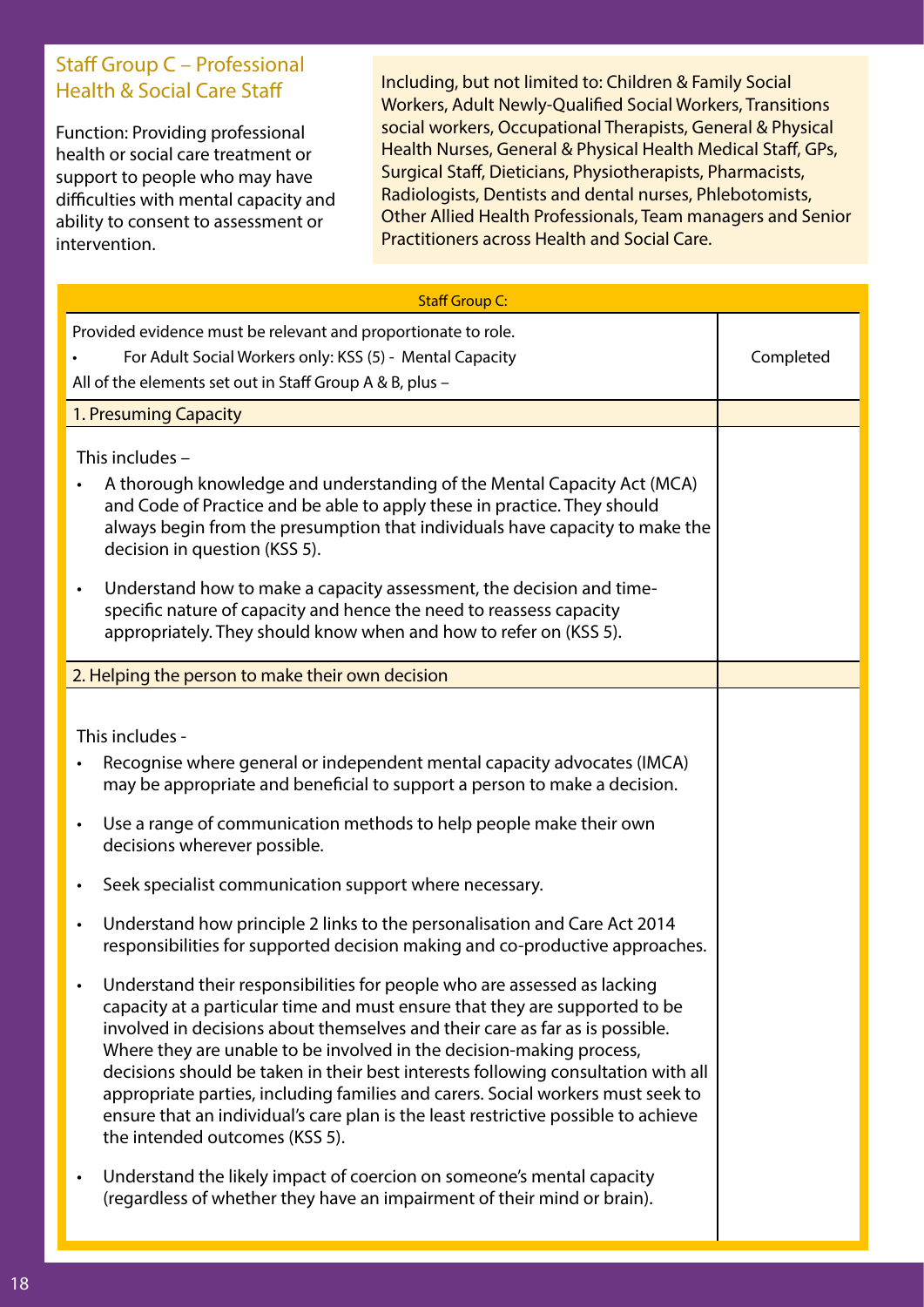## Staff Group C – Professional Health & Social Care Staff

Function: Providing professional health or social care treatment or support to people who may have difficulties with mental capacity and ability to consent to assessment or intervention.

Including, but not limited to: Children & Family Social Workers, Adult Newly-Qualified Social Workers, Transitions social workers, Occupational Therapists, General & Physical Health Nurses, General & Physical Health Medical Staff, GPs, Surgical Staff, Dieticians, Physiotherapists, Pharmacists, Radiologists, Dentists and dental nurses, Phlebotomists, Other Allied Health Professionals, Team managers and Senior Practitioners across Health and Social Care.

| Staff Group C: | |
|---|---|
| Provided evidence must be relevant and proportionate to role.<br>• For Adult Social Workers only: KSS (5) - Mental Capacity<br>All of the elements set out in Staff Group A & B, plus – | Completed |
| 1. Presuming Capacity | |
| This includes –<br>• A thorough knowledge and understanding of the Mental Capacity Act (MCA) and Code of Practice and be able to apply these in practice. They should always begin from the presumption that individuals have capacity to make the decision in question (KSS 5).<br>• Understand how to make a capacity assessment, the decision and time-specific nature of capacity and hence the need to reassess capacity appropriately. They should know when and how to refer on (KSS 5). | |
| 2. Helping the person to make their own decision | |
| This includes -<br>• Recognise where general or independent mental capacity advocates (IMCA) may be appropriate and beneficial to support a person to make a decision.<br>• Use a range of communication methods to help people make their own decisions wherever possible.<br>• Seek specialist communication support where necessary.<br>• Understand how principle 2 links to the personalisation and Care Act 2014 responsibilities for supported decision making and co-productive approaches.<br>• Understand their responsibilities for people who are assessed as lacking capacity at a particular time and must ensure that they are supported to be involved in decisions about themselves and their care as far as is possible. Where they are unable to be involved in the decision-making process, decisions should be taken in their best interests following consultation with all appropriate parties, including families and carers. Social workers must seek to ensure that an individual's care plan is the least restrictive possible to achieve the intended outcomes (KSS 5).<br>• Understand the likely impact of coercion on someone's mental capacity (regardless of whether they have an impairment of their mind or brain). | |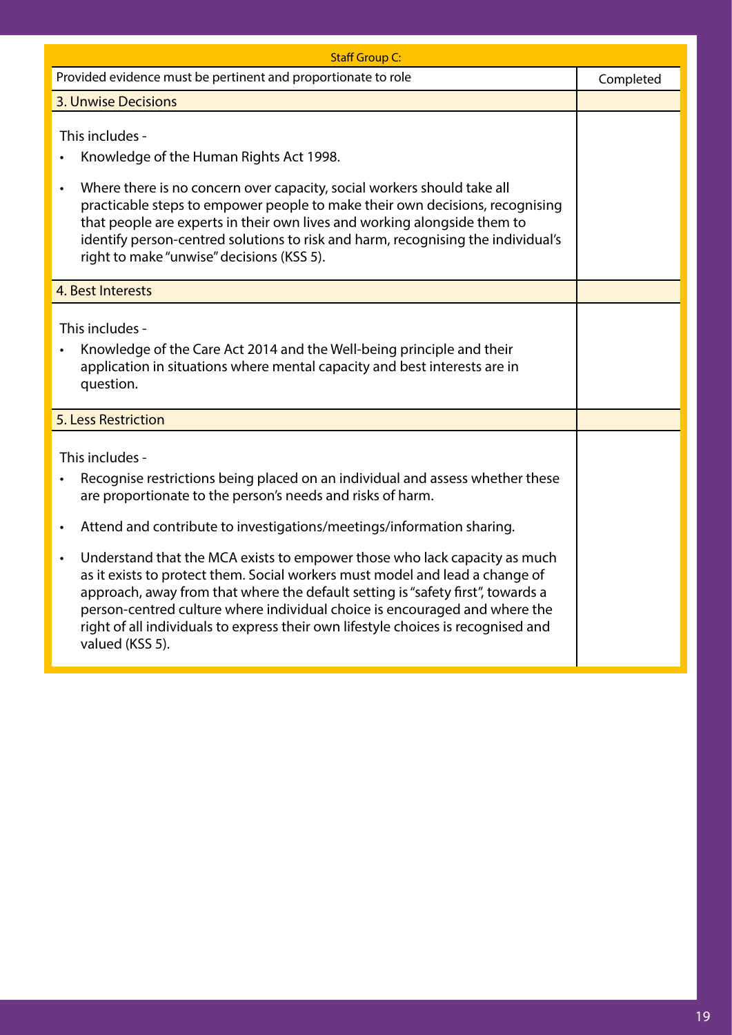| Staff Group C: | |
|---|---|
| Provided evidence must be pertinent and proportionate to role | Completed |
| 3. Unwise Decisions | |
| This includes -<br>• Knowledge of the Human Rights Act 1998.<br>• Where there is no concern over capacity, social workers should take all practicable steps to empower people to make their own decisions, recognising that people are experts in their own lives and working alongside them to identify person-centred solutions to risk and harm, recognising the individual's right to make "unwise" decisions (KSS 5). | |
| 4. Best Interests | |
| This includes -<br>• Knowledge of the Care Act 2014 and the Well-being principle and their application in situations where mental capacity and best interests are in question. | |
| 5. Less Restriction | |
| This includes -<br>• Recognise restrictions being placed on an individual and assess whether these are proportionate to the person's needs and risks of harm.<br>• Attend and contribute to investigations/meetings/information sharing.<br>• Understand that the MCA exists to empower those who lack capacity as much as it exists to protect them. Social workers must model and lead a change of approach, away from that where the default setting is "safety first", towards a person-centred culture where individual choice is encouraged and where the right of all individuals to express their own lifestyle choices is recognised and valued (KSS 5). | |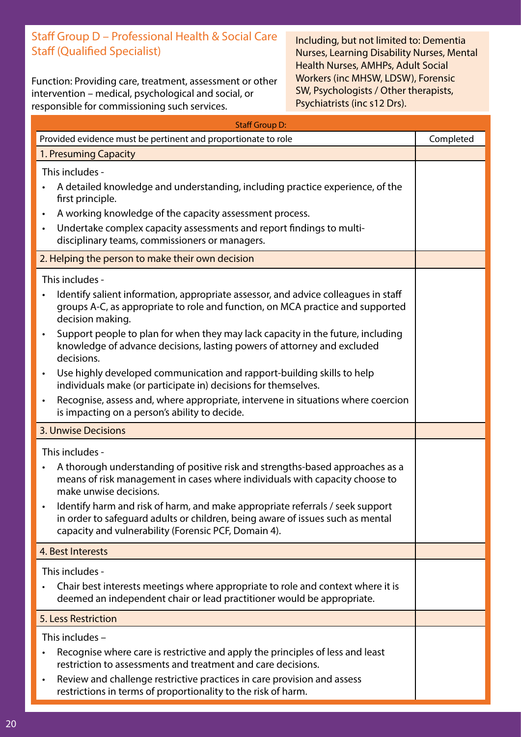## Staff Group D – Professional Health & Social Care Staff (Qualified Specialist)

Function: Providing care, treatment, assessment or other intervention – medical, psychological and social, or responsible for commissioning such services.

Including, but not limited to: Dementia Nurses, Learning Disability Nurses, Mental Health Nurses, AMHPs, Adult Social Workers (inc MHSW, LDSW), Forensic SW, Psychologists / Other therapists, Psychiatrists (inc s12 Drs).

| Staff Group D: | |
|---|---|
| Provided evidence must be pertinent and proportionate to role | Completed |
| 1. Presuming Capacity | |
| This includes -<br>• A detailed knowledge and understanding, including practice experience, of the first principle.<br>• A working knowledge of the capacity assessment process.<br>• Undertake complex capacity assessments and report findings to multi-disciplinary teams, commissioners or managers. | |
| 2. Helping the person to make their own decision | |
| This includes -<br>• Identify salient information, appropriate assessor, and advice colleagues in staff groups A-C, as appropriate to role and function, on MCA practice and supported decision making.<br>• Support people to plan for when they may lack capacity in the future, including knowledge of advance decisions, lasting powers of attorney and excluded decisions.<br>• Use highly developed communication and rapport-building skills to help individuals make (or participate in) decisions for themselves.<br>• Recognise, assess and, where appropriate, intervene in situations where coercion is impacting on a person's ability to decide. | |
| 3. Unwise Decisions | |
| This includes -<br>• A thorough understanding of positive risk and strengths-based approaches as a means of risk management in cases where individuals with capacity choose to make unwise decisions.<br>• Identify harm and risk of harm, and make appropriate referrals / seek support in order to safeguard adults or children, being aware of issues such as mental capacity and vulnerability (Forensic PCF, Domain 4). | |
| 4. Best Interests | |
| This includes -<br>• Chair best interests meetings where appropriate to role and context where it is deemed an independent chair or lead practitioner would be appropriate. | |
| 5. Less Restriction | |
| This includes –<br>• Recognise where care is restrictive and apply the principles of less and least restriction to assessments and treatment and care decisions.<br>• Review and challenge restrictive practices in care provision and assess restrictions in terms of proportionality to the risk of harm. | |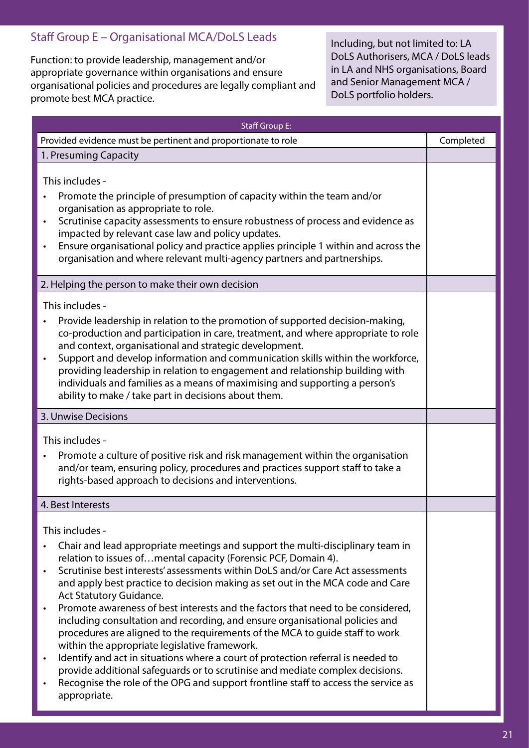## Staff Group E – Organisational MCA/DoLS Leads

Function: to provide leadership, management and/or appropriate governance within organisations and ensure organisational policies and procedures are legally compliant and promote best MCA practice.

Including, but not limited to: LA DoLS Authorisers, MCA / DoLS leads in LA and NHS organisations, Board and Senior Management MCA / DoLS portfolio holders.

| Staff Group E: | |
|---|---|
| Provided evidence must be pertinent and proportionate to role | Completed |
| 1. Presuming Capacity | |
| This includes -<br>• Promote the principle of presumption of capacity within the team and/or organisation as appropriate to role.<br>• Scrutinise capacity assessments to ensure robustness of process and evidence as impacted by relevant case law and policy updates.<br>• Ensure organisational policy and practice applies principle 1 within and across the organisation and where relevant multi-agency partners and partnerships. | |
| 2. Helping the person to make their own decision | |
| This includes -<br>• Provide leadership in relation to the promotion of supported decision-making, co-production and participation in care, treatment, and where appropriate to role and context, organisational and strategic development.<br>• Support and develop information and communication skills within the workforce, providing leadership in relation to engagement and relationship building with individuals and families as a means of maximising and supporting a person's ability to make / take part in decisions about them. | |
| 3. Unwise Decisions | |
| This includes -<br>• Promote a culture of positive risk and risk management within the organisation and/or team, ensuring policy, procedures and practices support staff to take a rights-based approach to decisions and interventions. | |
| 4. Best Interests | |
| This includes -<br>• Chair and lead appropriate meetings and support the multi-disciplinary team in relation to issues of…mental capacity (Forensic PCF, Domain 4).<br>• Scrutinise best interests' assessments within DoLS and/or Care Act assessments and apply best practice to decision making as set out in the MCA code and Care Act Statutory Guidance.<br>• Promote awareness of best interests and the factors that need to be considered, including consultation and recording, and ensure organisational policies and procedures are aligned to the requirements of the MCA to guide staff to work within the appropriate legislative framework.<br>• Identify and act in situations where a court of protection referral is needed to provide additional safeguards or to scrutinise and mediate complex decisions.<br>• Recognise the role of the OPG and support frontline staff to access the service as appropriate. | |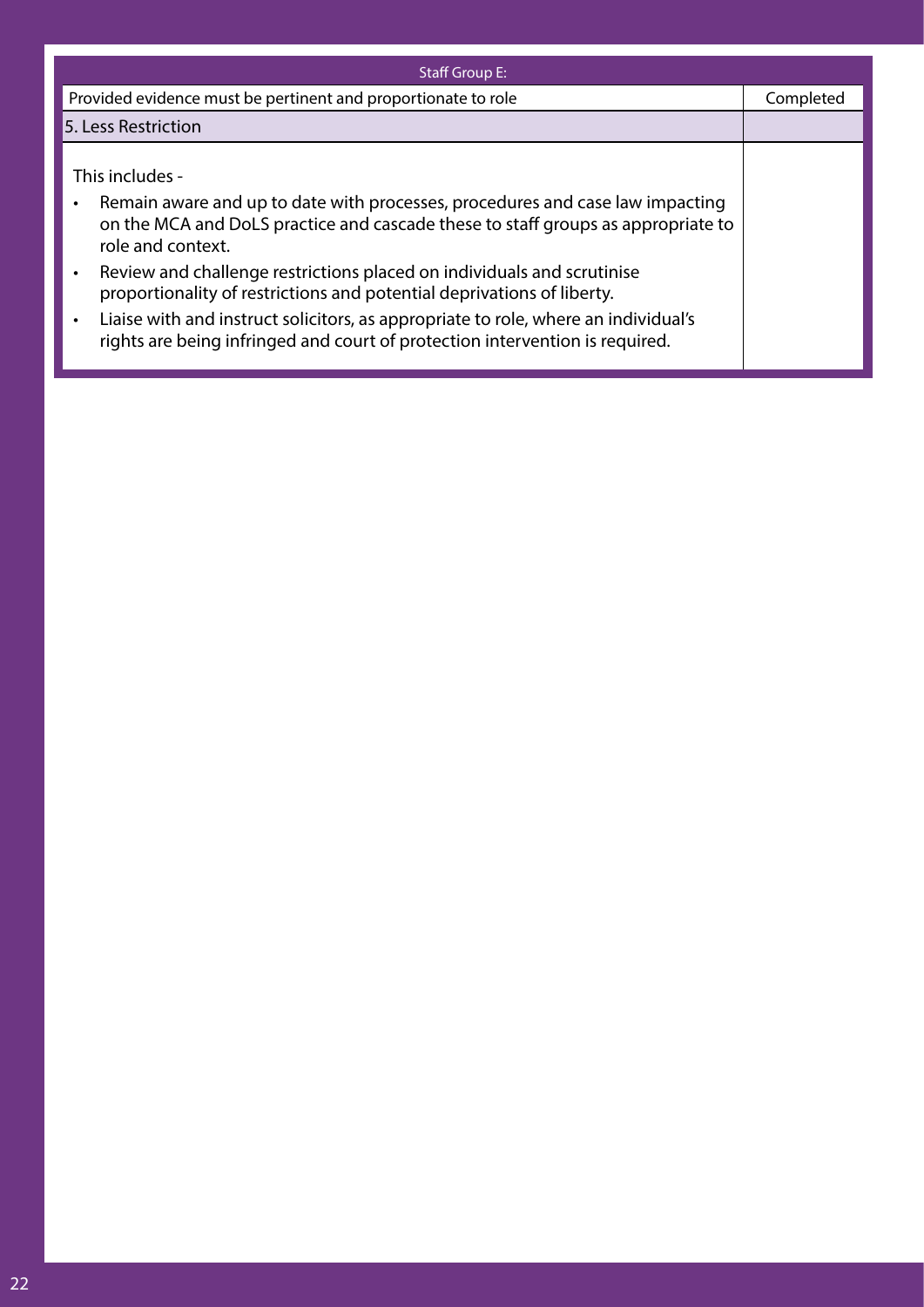| Staff Group E: | |
|---|---|
| Provided evidence must be pertinent and proportionate to role | Completed |
| 5. Less Restriction | |
| This includes -<br>• Remain aware and up to date with processes, procedures and case law impacting on the MCA and DoLS practice and cascade these to staff groups as appropriate to role and context.<br>• Review and challenge restrictions placed on individuals and scrutinise proportionality of restrictions and potential deprivations of liberty.<br>• Liaise with and instruct solicitors, as appropriate to role, where an individual's rights are being infringed and court of protection intervention is required. | |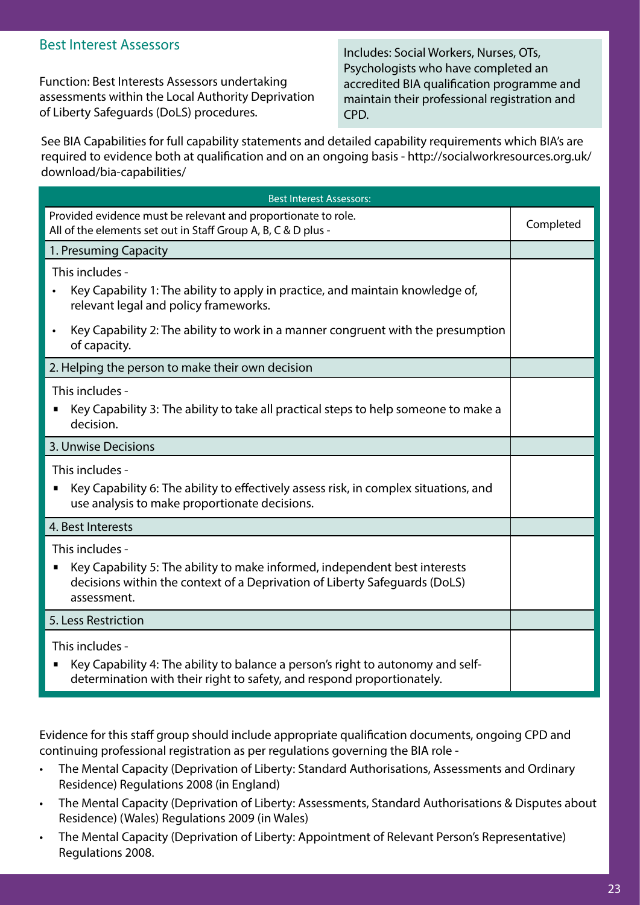## Best Interest Assessors

Function: Best Interests Assessors undertaking assessments within the Local Authority Deprivation of Liberty Safeguards (DoLS) procedures.

Includes: Social Workers, Nurses, OTs, Psychologists who have completed an accredited BIA qualification programme and maintain their professional registration and CPD.

See BIA Capabilities for full capability statements and detailed capability requirements which BIA's are required to evidence both at qualification and on an ongoing basis - http://socialworkresources.org.uk/download/bia-capabilities/

| Best Interest Assessors: | |
|---|---|
| Provided evidence must be relevant and proportionate to role.<br>All of the elements set out in Staff Group A, B, C & D plus - | Completed |
| 1. Presuming Capacity | |
| This includes -<br>• Key Capability 1: The ability to apply in practice, and maintain knowledge of, relevant legal and policy frameworks.<br>• Key Capability 2: The ability to work in a manner congruent with the presumption of capacity. | |
| 2. Helping the person to make their own decision | |
| This includes -<br>▪ Key Capability 3: The ability to take all practical steps to help someone to make a decision. | |
| 3. Unwise Decisions | |
| This includes -<br>▪ Key Capability 6: The ability to effectively assess risk, in complex situations, and use analysis to make proportionate decisions. | |
| 4. Best Interests | |
| This includes -<br>▪ Key Capability 5: The ability to make informed, independent best interests decisions within the context of a Deprivation of Liberty Safeguards (DoLS) assessment. | |
| 5. Less Restriction | |
| This includes -<br>▪ Key Capability 4: The ability to balance a person's right to autonomy and self-determination with their right to safety, and respond proportionately. | |

Evidence for this staff group should include appropriate qualification documents, ongoing CPD and continuing professional registration as per regulations governing the BIA role -

- The Mental Capacity (Deprivation of Liberty: Standard Authorisations, Assessments and Ordinary Residence) Regulations 2008 (in England)
- The Mental Capacity (Deprivation of Liberty: Assessments, Standard Authorisations & Disputes about Residence) (Wales) Regulations 2009 (in Wales)
- The Mental Capacity (Deprivation of Liberty: Appointment of Relevant Person's Representative) Regulations 2008.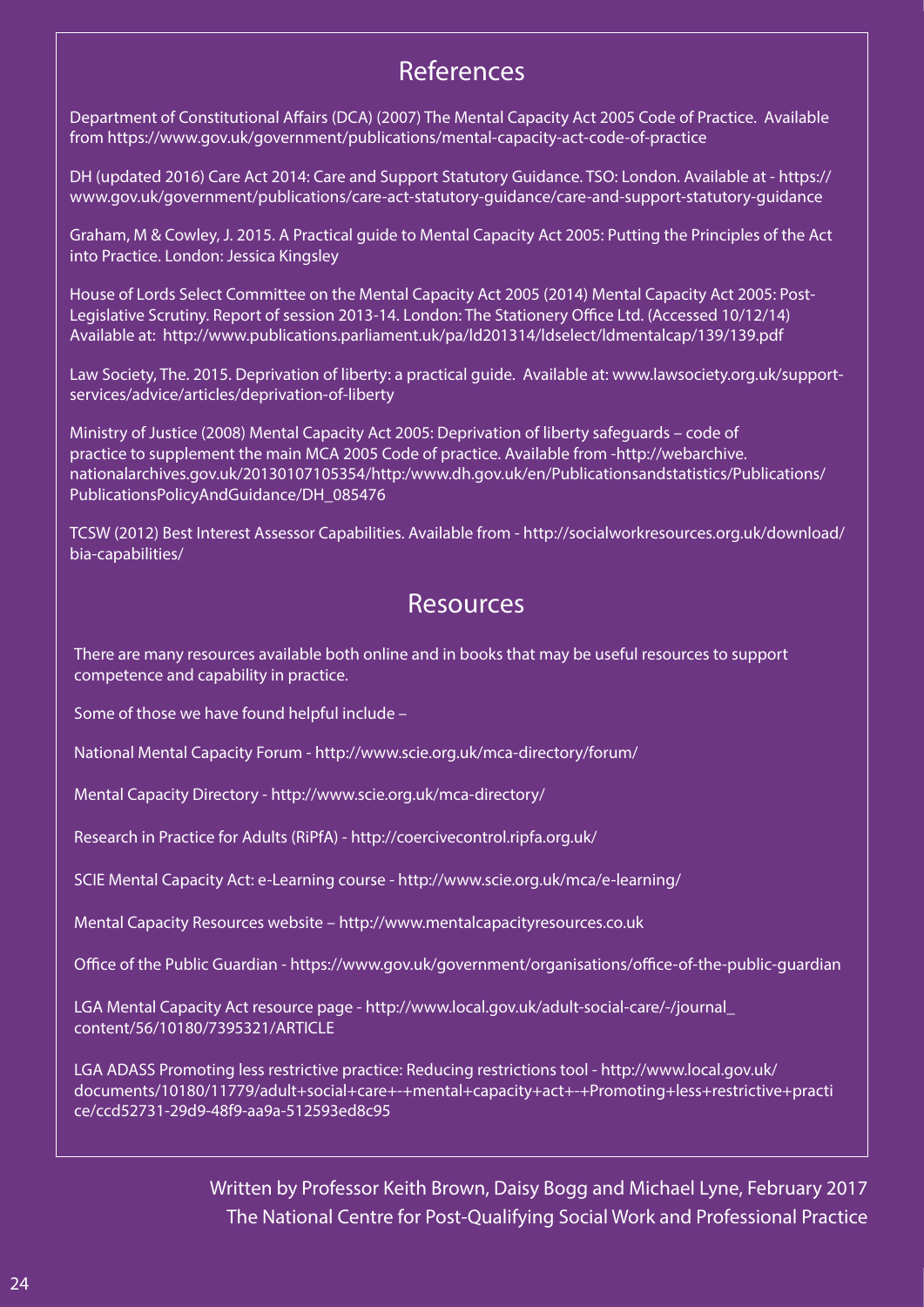## References

Department of Constitutional Affairs (DCA) (2007) The Mental Capacity Act 2005 Code of Practice. Available from https://www.gov.uk/government/publications/mental-capacity-act-code-of-practice

DH (updated 2016) Care Act 2014: Care and Support Statutory Guidance. TSO: London. Available at - https://www.gov.uk/government/publications/care-act-statutory-guidance/care-and-support-statutory-guidance

Graham, M & Cowley, J. 2015. A Practical guide to Mental Capacity Act 2005: Putting the Principles of the Act into Practice. London: Jessica Kingsley

House of Lords Select Committee on the Mental Capacity Act 2005 (2014) Mental Capacity Act 2005: Post-Legislative Scrutiny. Report of session 2013-14. London: The Stationery Office Ltd. (Accessed 10/12/14) Available at: http://www.publications.parliament.uk/pa/ld201314/ldselect/ldmentalcap/139/139.pdf

Law Society, The. 2015. Deprivation of liberty: a practical guide. Available at: www.lawsociety.org.uk/support-services/advice/articles/deprivation-of-liberty

Ministry of Justice (2008) Mental Capacity Act 2005: Deprivation of liberty safeguards – code of practice to supplement the main MCA 2005 Code of practice. Available from -http://webarchive.nationalarchives.gov.uk/20130107105354/http:/www.dh.gov.uk/en/Publicationsandstatistics/Publications/PublicationsPolicyAndGuidance/DH_085476

TCSW (2012) Best Interest Assessor Capabilities. Available from - http://socialworkresources.org.uk/download/bia-capabilities/

## Resources

There are many resources available both online and in books that may be useful resources to support competence and capability in practice.

Some of those we have found helpful include –

National Mental Capacity Forum - http://www.scie.org.uk/mca-directory/forum/

Mental Capacity Directory - http://www.scie.org.uk/mca-directory/

Research in Practice for Adults (RiPfA) - http://coercivecontrol.ripfa.org.uk/

SCIE Mental Capacity Act: e-Learning course - http://www.scie.org.uk/mca/e-learning/

Mental Capacity Resources website – http://www.mentalcapacityresources.co.uk

Office of the Public Guardian - https://www.gov.uk/government/organisations/office-of-the-public-guardian

LGA Mental Capacity Act resource page - http://www.local.gov.uk/adult-social-care/-/journal_content/56/10180/7395321/ARTICLE

LGA ADASS Promoting less restrictive practice: Reducing restrictions tool - http://www.local.gov.uk/documents/10180/11779/adult+social+care+-+mental+capacity+act+-+Promoting+less+restrictive+practice/ccd52731-29d9-48f9-aa9a-512593ed8c95

Written by Professor Keith Brown, Daisy Bogg and Michael Lyne, February 2017
The National Centre for Post-Qualifying Social Work and Professional Practice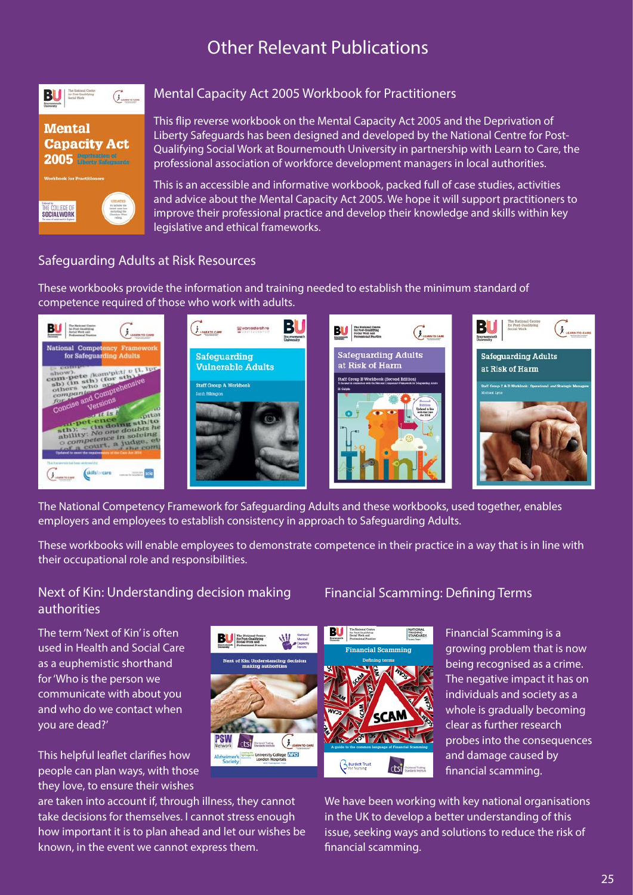# Other Relevant Publications

## Mental Capacity Act 2005 Workbook for Practitioners

This flip reverse workbook on the Mental Capacity Act 2005 and the Deprivation of Liberty Safeguards has been designed and developed by the National Centre for Post-Qualifying Social Work at Bournemouth University in partnership with Learn to Care, the professional association of workforce development managers in local authorities.

This is an accessible and informative workbook, packed full of case studies, activities and advice about the Mental Capacity Act 2005. We hope it will support practitioners to improve their professional practice and develop their knowledge and skills within key legislative and ethical frameworks.

## Safeguarding Adults at Risk Resources

These workbooks provide the information and training needed to establish the minimum standard of competence required of those who work with adults.

The National Competency Framework for Safeguarding Adults and these workbooks, used together, enables employers and employees to establish consistency in approach to Safeguarding Adults.

These workbooks will enable employees to demonstrate competence in their practice in a way that is in line with their occupational role and responsibilities.

## Next of Kin: Understanding decision making authorities

The term 'Next of Kin' is often used in Health and Social Care as a euphemistic shorthand for 'Who is the person we communicate with about you and who do we contact when you are dead?'

This helpful leaflet clarifies how people can plan ways, with those they love, to ensure their wishes are taken into account if, through illness, they cannot take decisions for themselves. I cannot stress enough how important it is to plan ahead and let our wishes be known, in the event we cannot express them.

## Financial Scamming: Defining Terms

Financial Scamming is a growing problem that is now being recognised as a crime. The negative impact it has on individuals and society as a whole is gradually becoming clear as further research probes into the consequences and damage caused by financial scamming.

We have been working with key national organisations in the UK to develop a better understanding of this issue, seeking ways and solutions to reduce the risk of financial scamming.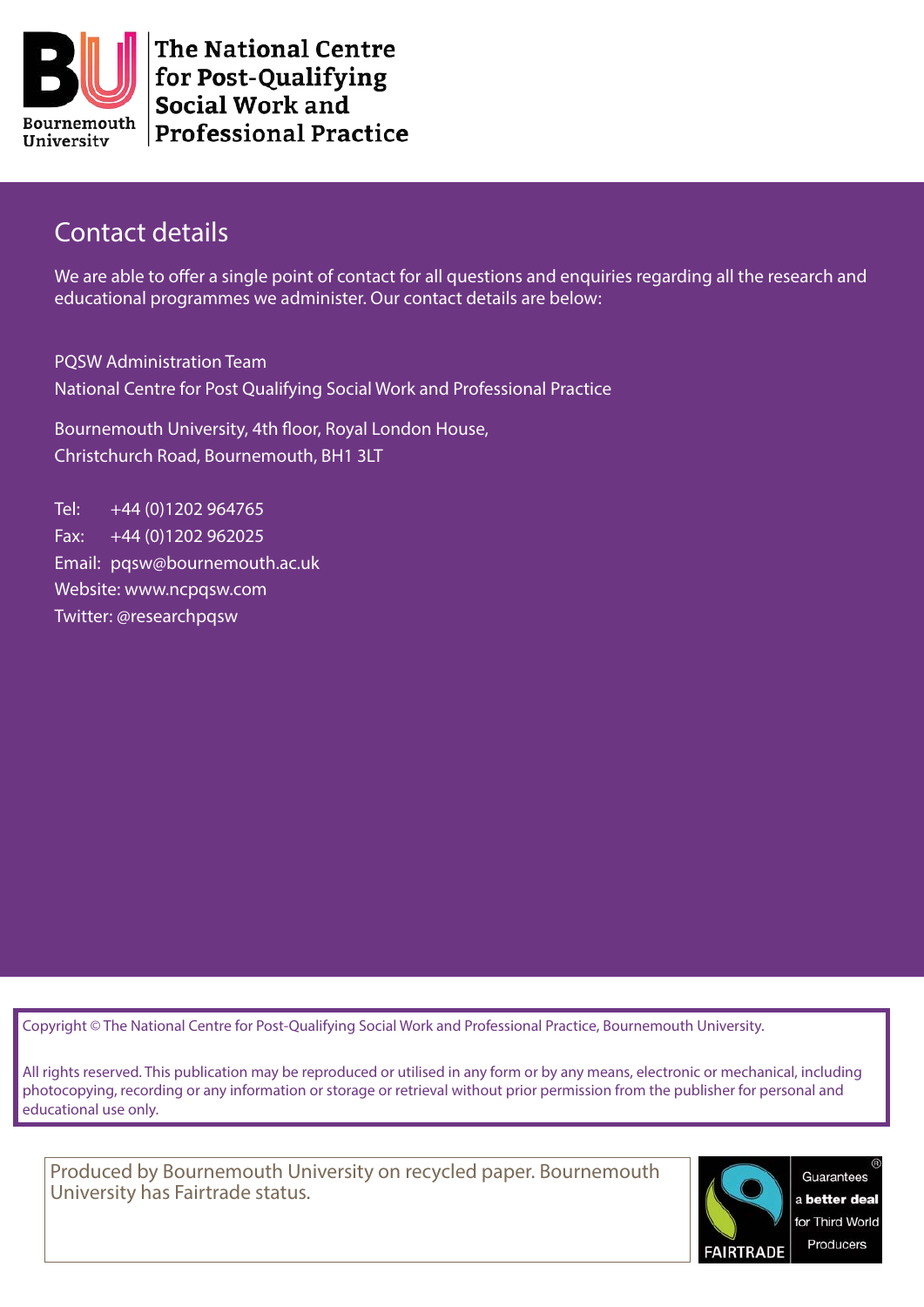Bournemouth University

The National Centre for Post-Qualifying Social Work and Professional Practice

## Contact details

We are able to offer a single point of contact for all questions and enquiries regarding all the research and educational programmes we administer. Our contact details are below:

PQSW Administration Team
National Centre for Post Qualifying Social Work and Professional Practice

Bournemouth University, 4th floor, Royal London House,
Christchurch Road, Bournemouth, BH1 3LT

Tel: +44 (0)1202 964765
Fax: +44 (0)1202 962025
Email: pqsw@bournemouth.ac.uk
Website: www.ncpqsw.com
Twitter: @researchpqsw

Copyright © The National Centre for Post-Qualifying Social Work and Professional Practice, Bournemouth University.

All rights reserved. This publication may be reproduced or utilised in any form or by any means, electronic or mechanical, including photocopying, recording or any information or storage or retrieval without prior permission from the publisher for personal and educational use only.

Produced by Bournemouth University on recycled paper. Bournemouth University has Fairtrade status.

FAIRTRADE
Guarantees a **better deal** for Third World Producers